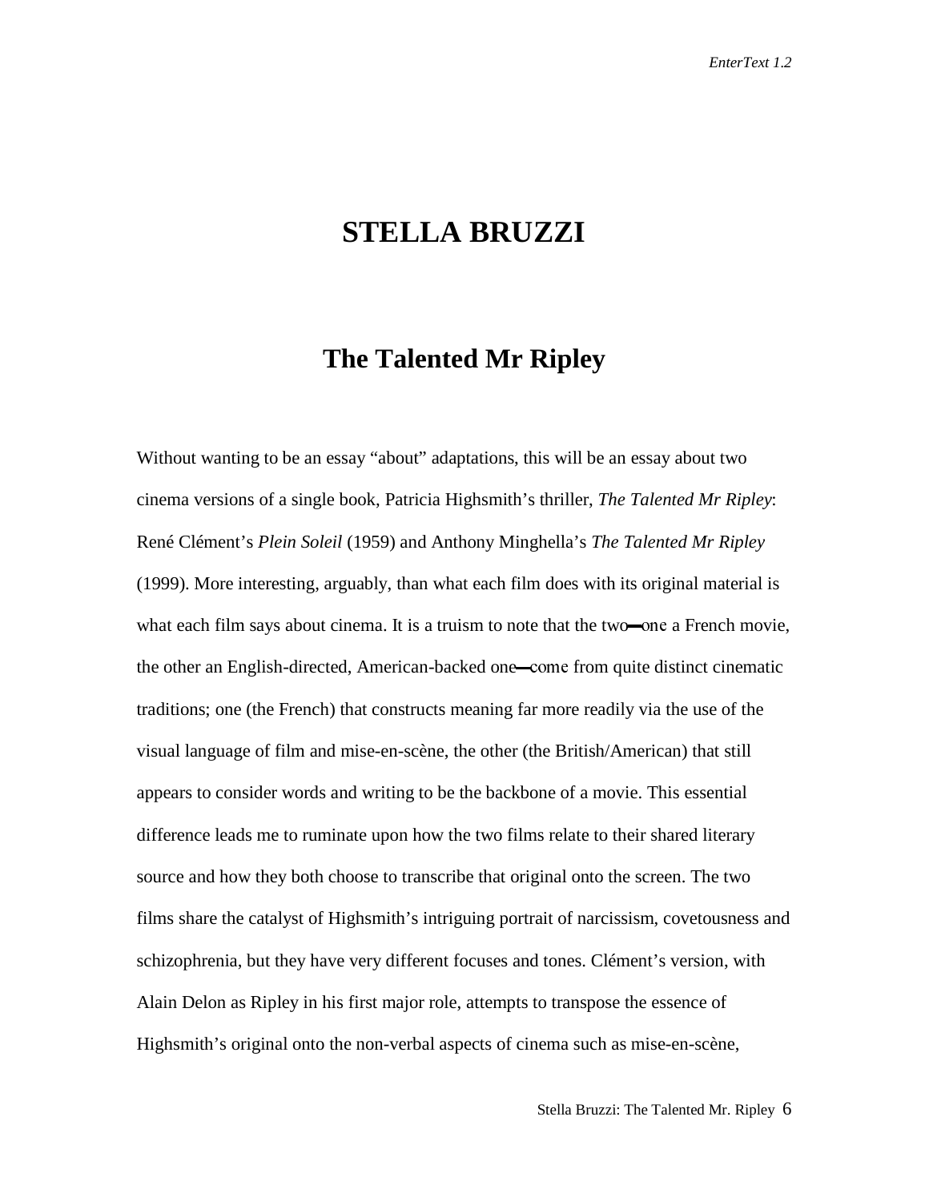# STELLA BRUZZI

## The Talented Mr Ripley

Without wanting to be an essay "about" adaptations, this will be an essay about two cinema versions of a single book, Patricia Highsmith's thriller, *The Talented Mr Ripley*: René Clément's *Plein Soleil* (1959) and Anthony Minghella's *The Talented Mr Ripley* (1999). More interesting, arguably, than what each film does with its original material is what each film says about cinema. It is a truism to note that the two—one a French movie, the other an English-directed, American-backed one—come from quite distinct cinematic traditions; one (the French) that constructs meaning far more readily via the use of the visual language of film and mise-en-scène, the other (the British/American) that still appears to consider words and writing to be the backbone of a movie. This essential difference leads me to ruminate upon how the two films relate to their shared literary source and how they both choose to transcribe that original onto the screen. The two films share the catalyst of Highsmith's intriguing portrait of narcissism, covetousness and schizophrenia, but they have very different focuses and tones. Clément's version, with Alain Delon as Ripley in his first major role, attempts to transpose the essence of Highsmith's original onto the non-verbal aspects of cinema such as mise-en-scène,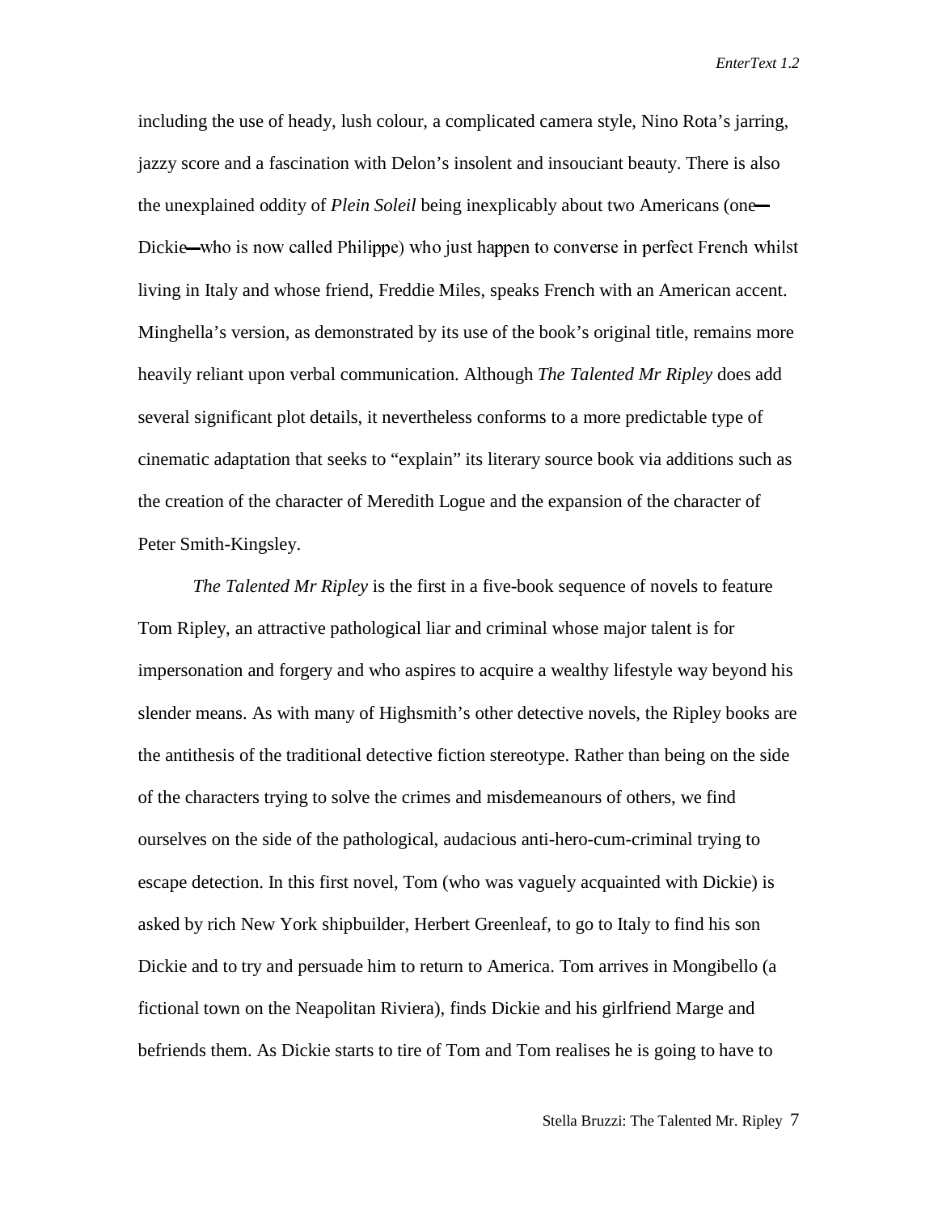including the use of heady, lush colour, a complicated camera style, Nino Rota's jarring, jazzy score and a fascination with Delon's insolent and insouciant beauty. There is also the unexplained oddity of *Plein Soleil* being inexplicably about two Americans (one—Dickie—who is now called Philippe) who just happen to converse in perfect French whilst living in Italy and whose friend, Freddie Miles, speaks French with an American accent. Minghella's version, as demonstrated by its use of the book's original title, remains more heavily reliant upon verbal communication. Although *The Talented Mr Ripley* does add several significant plot details, it nevertheless conforms to a more predictable type of cinematic adaptation that seeks to "explain" its literary source book via additions such as the creation of the character of Meredith Logue and the expansion of the character of Peter Smith-Kingsley.

*The Talented Mr Ripley* is the first in a five-book sequence of novels to feature Tom Ripley, an attractive pathological liar and criminal whose major talent is for impersonation and forgery and who aspires to acquire a wealthy lifestyle way beyond his slender means. As with many of Highsmith's other detective novels, the Ripley books are the antithesis of the traditional detective fiction stereotype. Rather than being on the side of the characters trying to solve the crimes and misdemeanours of others, we find ourselves on the side of the pathological, audacious anti-hero-cum-criminal trying to escape detection. In this first novel, Tom (who was vaguely acquainted with Dickie) is asked by rich New York shipbuilder, Herbert Greenleaf, to go to Italy to find his son Dickie and to try and persuade him to return to America. Tom arrives in Mongibello (a fictional town on the Neapolitan Riviera), finds Dickie and his girlfriend Marge and befriends them. As Dickie starts to tire of Tom and Tom realises he is going to have to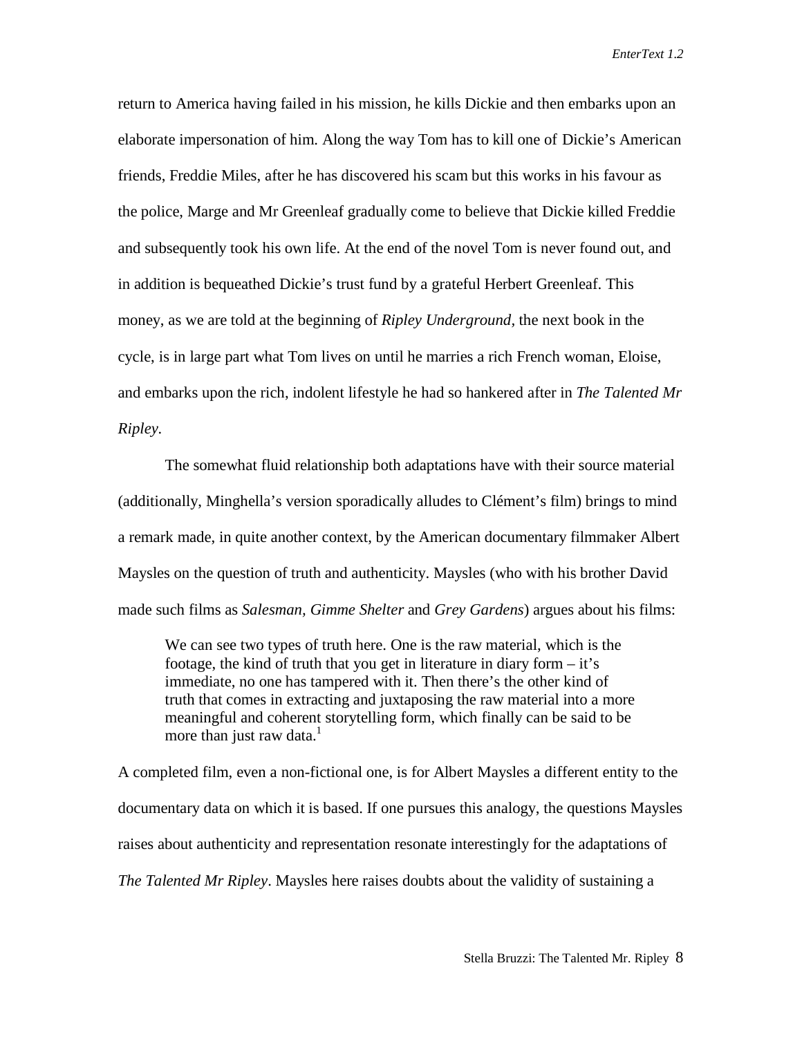return to America having failed in his mission, he kills Dickie and then embarks upon an elaborate impersonation of him. Along the way Tom has to kill one of Dickie's American friends, Freddie Miles, after he has discovered his scam but this works in his favour as the police, Marge and Mr Greenleaf gradually come to believe that Dickie killed Freddie and subsequently took his own life. At the end of the novel Tom is never found out, and in addition is bequeathed Dickie's trust fund by a grateful Herbert Greenleaf. This money, as we are told at the beginning of *Ripley Underground*, the next book in the cycle, is in large part what Tom lives on until he marries a rich French woman, Eloise, and embarks upon the rich, indolent lifestyle he had so hankered after in *The Talented Mr Ripley*.

The somewhat fluid relationship both adaptations have with their source material (additionally, Minghella's version sporadically alludes to Clément's film) brings to mind a remark made, in quite another context, by the American documentary filmmaker Albert Maysles on the question of truth and authenticity. Maysles (who with his brother David made such films as *Salesman, Gimme Shelter* and *Grey Gardens*) argues about his films:

> We can see two types of truth here. One is the raw material, which is the footage, the kind of truth that you get in literature in diary form – it's immediate, no one has tampered with it. Then there's the other kind of truth that comes in extracting and juxtaposing the raw material into a more meaningful and coherent storytelling form, which finally can be said to be more than just raw data.[1]

A completed film, even a non-fictional one, is for Albert Maysles a different entity to the documentary data on which it is based. If one pursues this analogy, the questions Maysles raises about authenticity and representation resonate interestingly for the adaptations of *The Talented Mr Ripley*. Maysles here raises doubts about the validity of sustaining a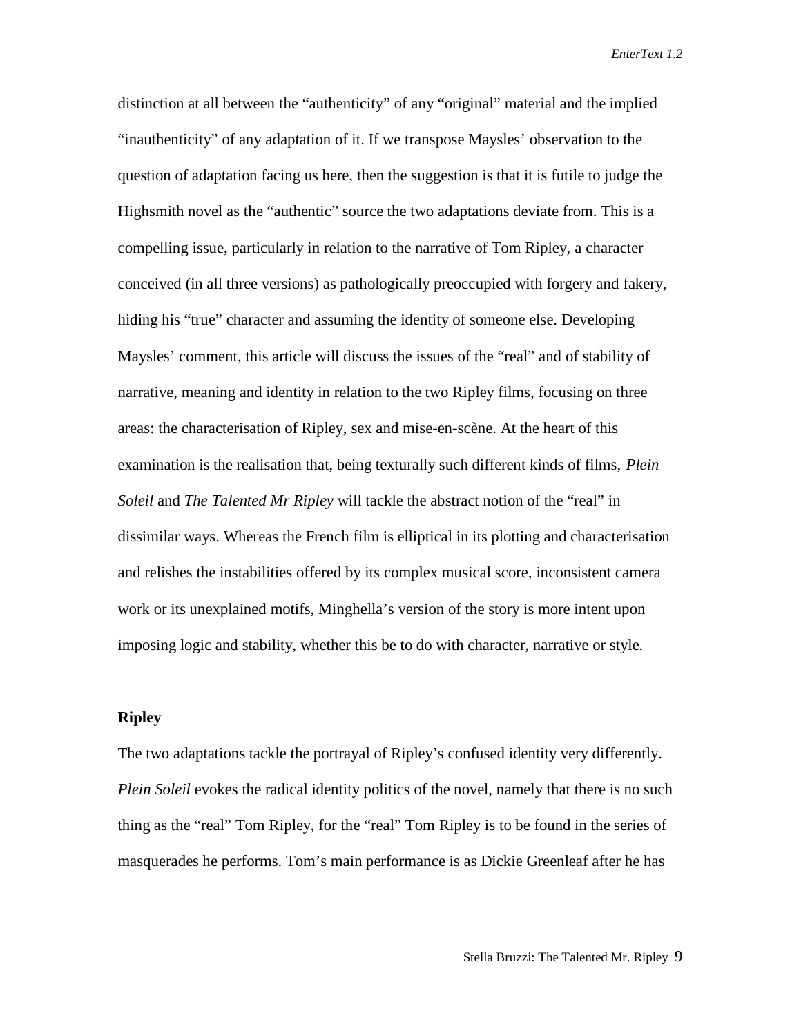distinction at all between the "authenticity" of any "original" material and the implied "inauthenticity" of any adaptation of it. If we transpose Maysles' observation to the question of adaptation facing us here, then the suggestion is that it is futile to judge the Highsmith novel as the "authentic" source the two adaptations deviate from. This is a compelling issue, particularly in relation to the narrative of Tom Ripley, a character conceived (in all three versions) as pathologically preoccupied with forgery and fakery, hiding his "true" character and assuming the identity of someone else. Developing Maysles' comment, this article will discuss the issues of the "real" and of stability of narrative, meaning and identity in relation to the two Ripley films, focusing on three areas: the characterisation of Ripley, sex and mise-en-scène. At the heart of this examination is the realisation that, being texturally such different kinds of films, *Plein Soleil* and *The Talented Mr Ripley* will tackle the abstract notion of the "real" in dissimilar ways. Whereas the French film is elliptical in its plotting and characterisation and relishes the instabilities offered by its complex musical score, inconsistent camera work or its unexplained motifs, Minghella's version of the story is more intent upon imposing logic and stability, whether this be to do with character, narrative or style.

## Ripley

The two adaptations tackle the portrayal of Ripley's confused identity very differently. *Plein Soleil* evokes the radical identity politics of the novel, namely that there is no such thing as the "real" Tom Ripley, for the "real" Tom Ripley is to be found in the series of masquerades he performs. Tom's main performance is as Dickie Greenleaf after he has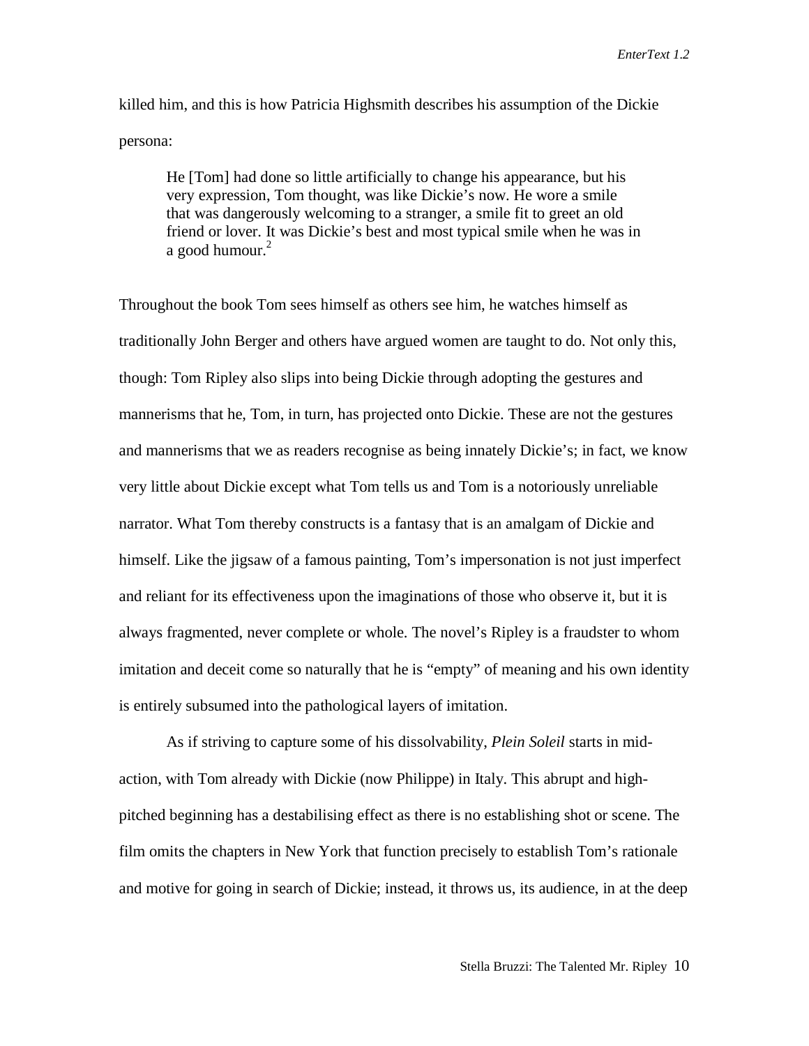killed him, and this is how Patricia Highsmith describes his assumption of the Dickie persona:

> He [Tom] had done so little artificially to change his appearance, but his very expression, Tom thought, was like Dickie's now. He wore a smile that was dangerously welcoming to a stranger, a smile fit to greet an old friend or lover. It was Dickie's best and most typical smile when he was in a good humour.[2]

Throughout the book Tom sees himself as others see him, he watches himself as traditionally John Berger and others have argued women are taught to do. Not only this, though: Tom Ripley also slips into being Dickie through adopting the gestures and mannerisms that he, Tom, in turn, has projected onto Dickie. These are not the gestures and mannerisms that we as readers recognise as being innately Dickie's; in fact, we know very little about Dickie except what Tom tells us and Tom is a notoriously unreliable narrator. What Tom thereby constructs is a fantasy that is an amalgam of Dickie and himself. Like the jigsaw of a famous painting, Tom's impersonation is not just imperfect and reliant for its effectiveness upon the imaginations of those who observe it, but it is always fragmented, never complete or whole. The novel's Ripley is a fraudster to whom imitation and deceit come so naturally that he is "empty" of meaning and his own identity is entirely subsumed into the pathological layers of imitation.

As if striving to capture some of his dissolvability, *Plein Soleil* starts in mid-action, with Tom already with Dickie (now Philippe) in Italy. This abrupt and high-pitched beginning has a destabilising effect as there is no establishing shot or scene. The film omits the chapters in New York that function precisely to establish Tom's rationale and motive for going in search of Dickie; instead, it throws us, its audience, in at the deep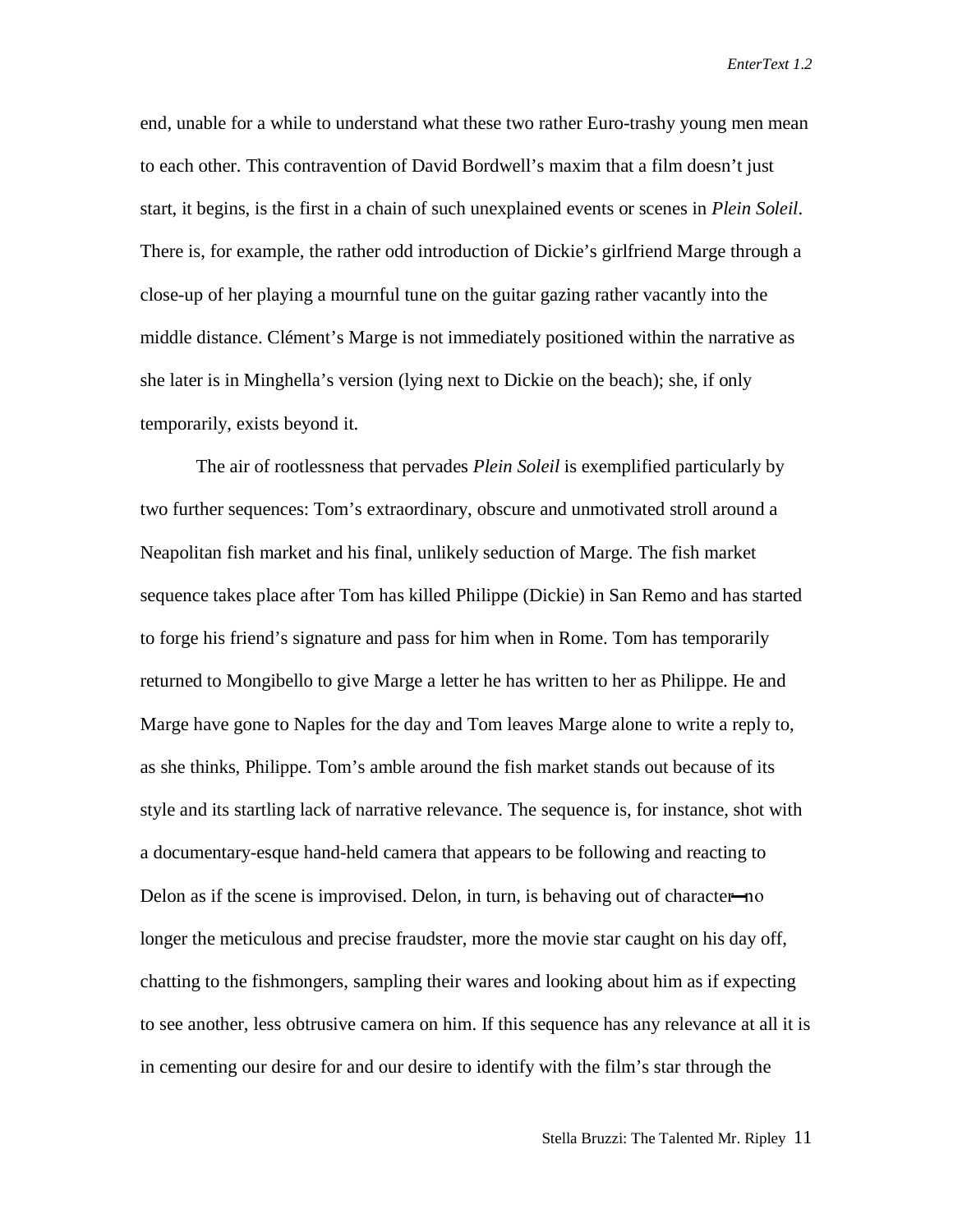end, unable for a while to understand what these two rather Euro-trashy young men mean to each other. This contravention of David Bordwell's maxim that a film doesn't just start, it begins, is the first in a chain of such unexplained events or scenes in *Plein Soleil*. There is, for example, the rather odd introduction of Dickie's girlfriend Marge through a close-up of her playing a mournful tune on the guitar gazing rather vacantly into the middle distance. Clément's Marge is not immediately positioned within the narrative as she later is in Minghella's version (lying next to Dickie on the beach); she, if only temporarily, exists beyond it.

The air of rootlessness that pervades *Plein Soleil* is exemplified particularly by two further sequences: Tom's extraordinary, obscure and unmotivated stroll around a Neapolitan fish market and his final, unlikely seduction of Marge. The fish market sequence takes place after Tom has killed Philippe (Dickie) in San Remo and has started to forge his friend's signature and pass for him when in Rome. Tom has temporarily returned to Mongibello to give Marge a letter he has written to her as Philippe. He and Marge have gone to Naples for the day and Tom leaves Marge alone to write a reply to, as she thinks, Philippe. Tom's amble around the fish market stands out because of its style and its startling lack of narrative relevance. The sequence is, for instance, shot with a documentary-esque hand-held camera that appears to be following and reacting to Delon as if the scene is improvised. Delon, in turn, is behaving out of character—no longer the meticulous and precise fraudster, more the movie star caught on his day off, chatting to the fishmongers, sampling their wares and looking about him as if expecting to see another, less obtrusive camera on him. If this sequence has any relevance at all it is in cementing our desire for and our desire to identify with the film's star through the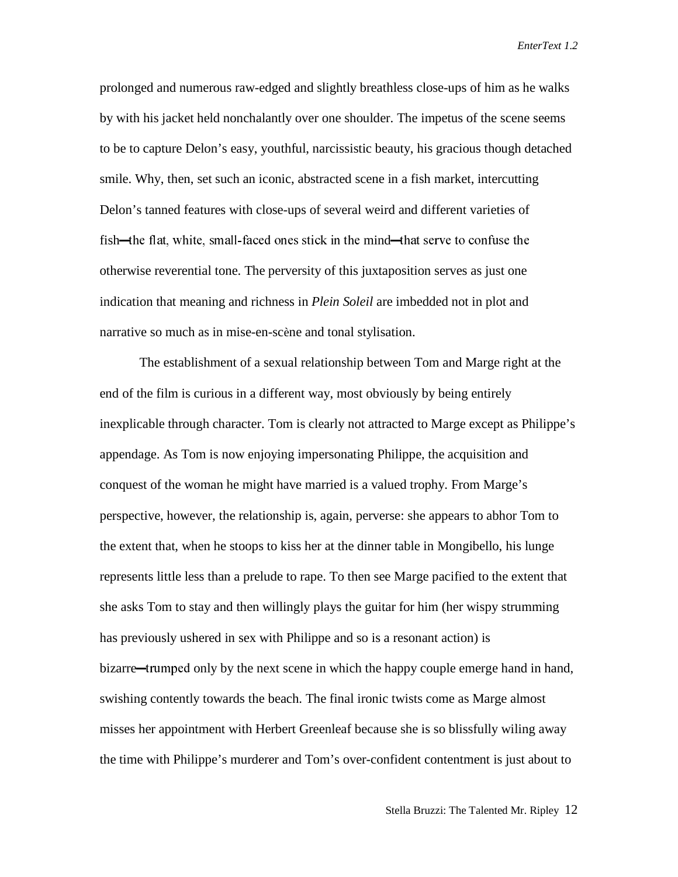prolonged and numerous raw-edged and slightly breathless close-ups of him as he walks by with his jacket held nonchalantly over one shoulder. The impetus of the scene seems to be to capture Delon's easy, youthful, narcissistic beauty, his gracious though detached smile. Why, then, set such an iconic, abstracted scene in a fish market, intercutting Delon's tanned features with close-ups of several weird and different varieties of fish—the flat, white, small-faced ones stick in the mind—that serve to confuse the otherwise reverential tone. The perversity of this juxtaposition serves as just one indication that meaning and richness in *Plein Soleil* are imbedded not in plot and narrative so much as in mise-en-scène and tonal stylisation.

The establishment of a sexual relationship between Tom and Marge right at the end of the film is curious in a different way, most obviously by being entirely inexplicable through character. Tom is clearly not attracted to Marge except as Philippe's appendage. As Tom is now enjoying impersonating Philippe, the acquisition and conquest of the woman he might have married is a valued trophy. From Marge's perspective, however, the relationship is, again, perverse: she appears to abhor Tom to the extent that, when he stoops to kiss her at the dinner table in Mongibello, his lunge represents little less than a prelude to rape. To then see Marge pacified to the extent that she asks Tom to stay and then willingly plays the guitar for him (her wispy strumming has previously ushered in sex with Philippe and so is a resonant action) is bizarre—trumped only by the next scene in which the happy couple emerge hand in hand, swishing contently towards the beach. The final ironic twists come as Marge almost misses her appointment with Herbert Greenleaf because she is so blissfully wiling away the time with Philippe's murderer and Tom's over-confident contentment is just about to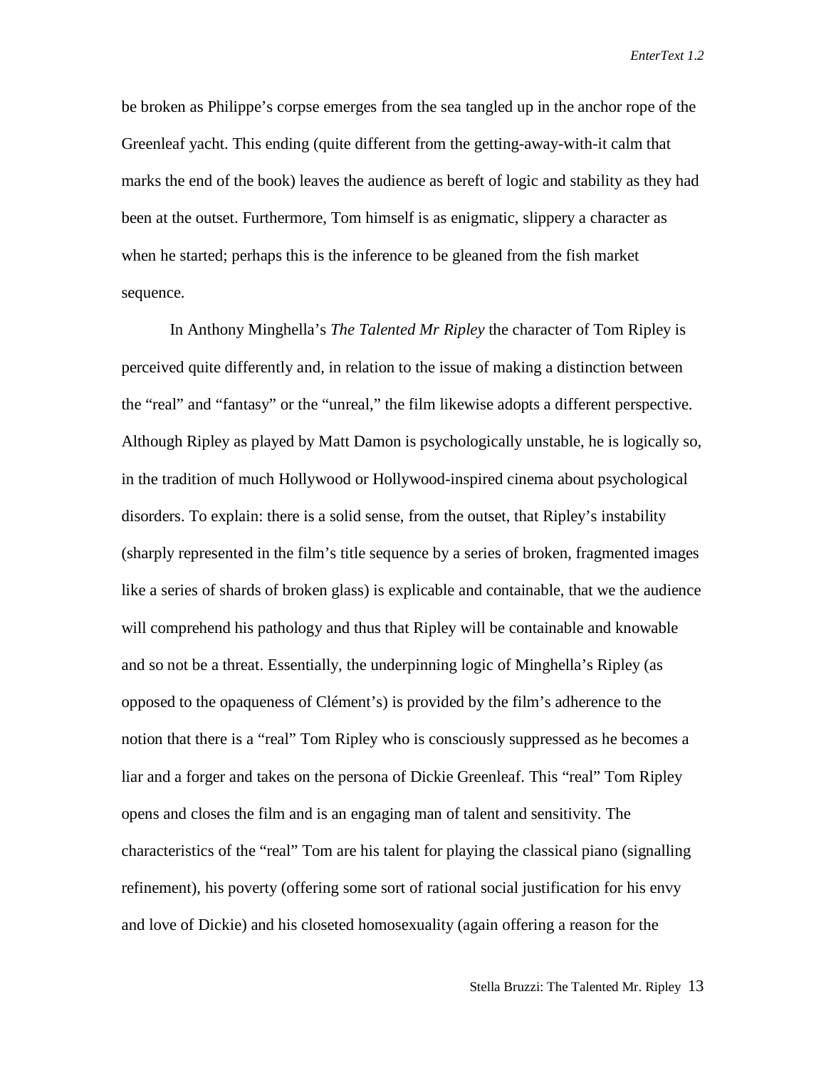be broken as Philippe's corpse emerges from the sea tangled up in the anchor rope of the Greenleaf yacht. This ending (quite different from the getting-away-with-it calm that marks the end of the book) leaves the audience as bereft of logic and stability as they had been at the outset. Furthermore, Tom himself is as enigmatic, slippery a character as when he started; perhaps this is the inference to be gleaned from the fish market sequence.

In Anthony Minghella's *The Talented Mr Ripley* the character of Tom Ripley is perceived quite differently and, in relation to the issue of making a distinction between the "real" and "fantasy" or the "unreal," the film likewise adopts a different perspective. Although Ripley as played by Matt Damon is psychologically unstable, he is logically so, in the tradition of much Hollywood or Hollywood-inspired cinema about psychological disorders. To explain: there is a solid sense, from the outset, that Ripley's instability (sharply represented in the film's title sequence by a series of broken, fragmented images like a series of shards of broken glass) is explicable and containable, that we the audience will comprehend his pathology and thus that Ripley will be containable and knowable and so not be a threat. Essentially, the underpinning logic of Minghella's Ripley (as opposed to the opaqueness of Clément's) is provided by the film's adherence to the notion that there is a "real" Tom Ripley who is consciously suppressed as he becomes a liar and a forger and takes on the persona of Dickie Greenleaf. This "real" Tom Ripley opens and closes the film and is an engaging man of talent and sensitivity. The characteristics of the "real" Tom are his talent for playing the classical piano (signalling refinement), his poverty (offering some sort of rational social justification for his envy and love of Dickie) and his closeted homosexuality (again offering a reason for the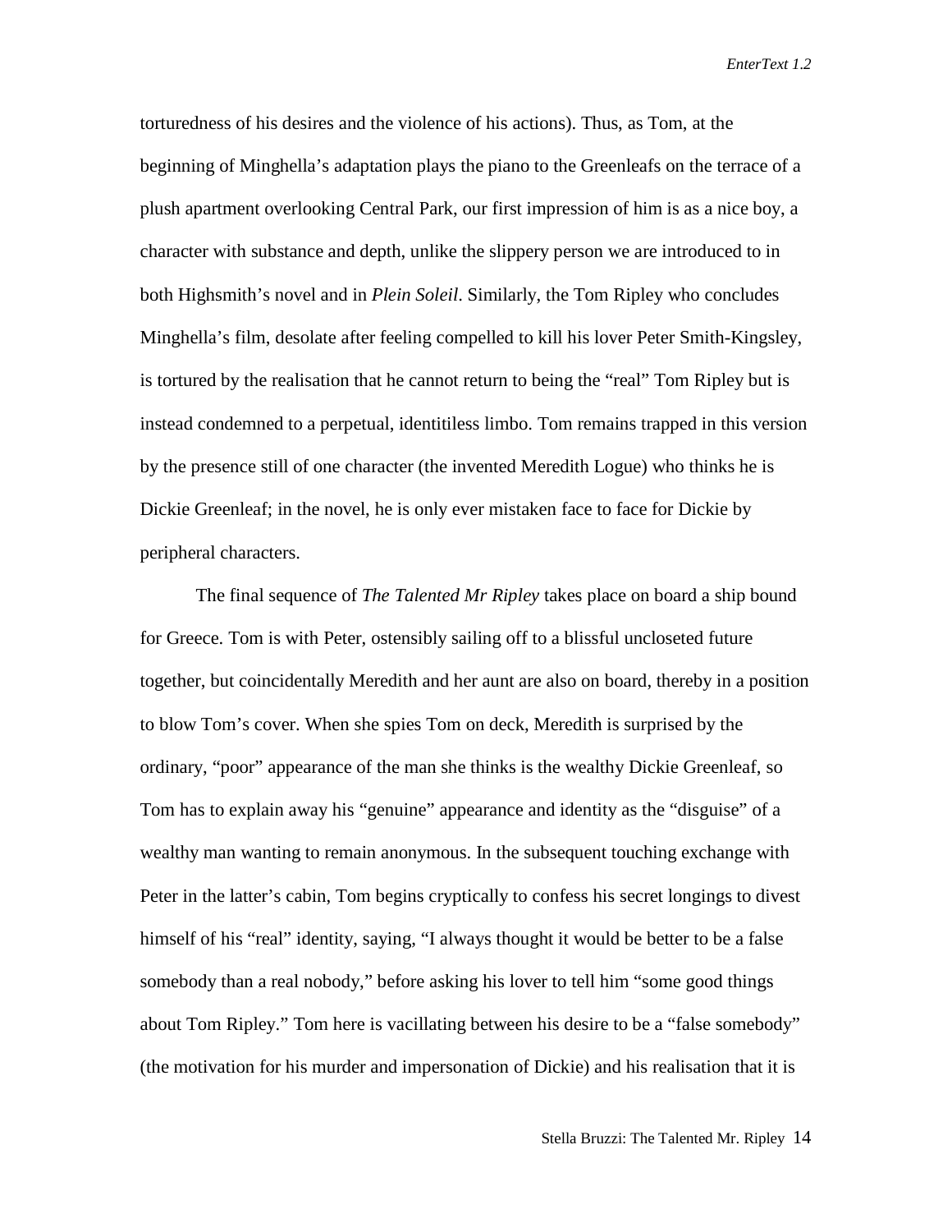torturedness of his desires and the violence of his actions). Thus, as Tom, at the beginning of Minghella's adaptation plays the piano to the Greenleafs on the terrace of a plush apartment overlooking Central Park, our first impression of him is as a nice boy, a character with substance and depth, unlike the slippery person we are introduced to in both Highsmith's novel and in *Plein Soleil*. Similarly, the Tom Ripley who concludes Minghella's film, desolate after feeling compelled to kill his lover Peter Smith-Kingsley, is tortured by the realisation that he cannot return to being the "real" Tom Ripley but is instead condemned to a perpetual, identitiless limbo. Tom remains trapped in this version by the presence still of one character (the invented Meredith Logue) who thinks he is Dickie Greenleaf; in the novel, he is only ever mistaken face to face for Dickie by peripheral characters.

The final sequence of *The Talented Mr Ripley* takes place on board a ship bound for Greece. Tom is with Peter, ostensibly sailing off to a blissful uncloseted future together, but coincidentally Meredith and her aunt are also on board, thereby in a position to blow Tom's cover. When she spies Tom on deck, Meredith is surprised by the ordinary, "poor" appearance of the man she thinks is the wealthy Dickie Greenleaf, so Tom has to explain away his "genuine" appearance and identity as the "disguise" of a wealthy man wanting to remain anonymous. In the subsequent touching exchange with Peter in the latter's cabin, Tom begins cryptically to confess his secret longings to divest himself of his "real" identity, saying, "I always thought it would be better to be a false somebody than a real nobody," before asking his lover to tell him "some good things about Tom Ripley." Tom here is vacillating between his desire to be a "false somebody" (the motivation for his murder and impersonation of Dickie) and his realisation that it is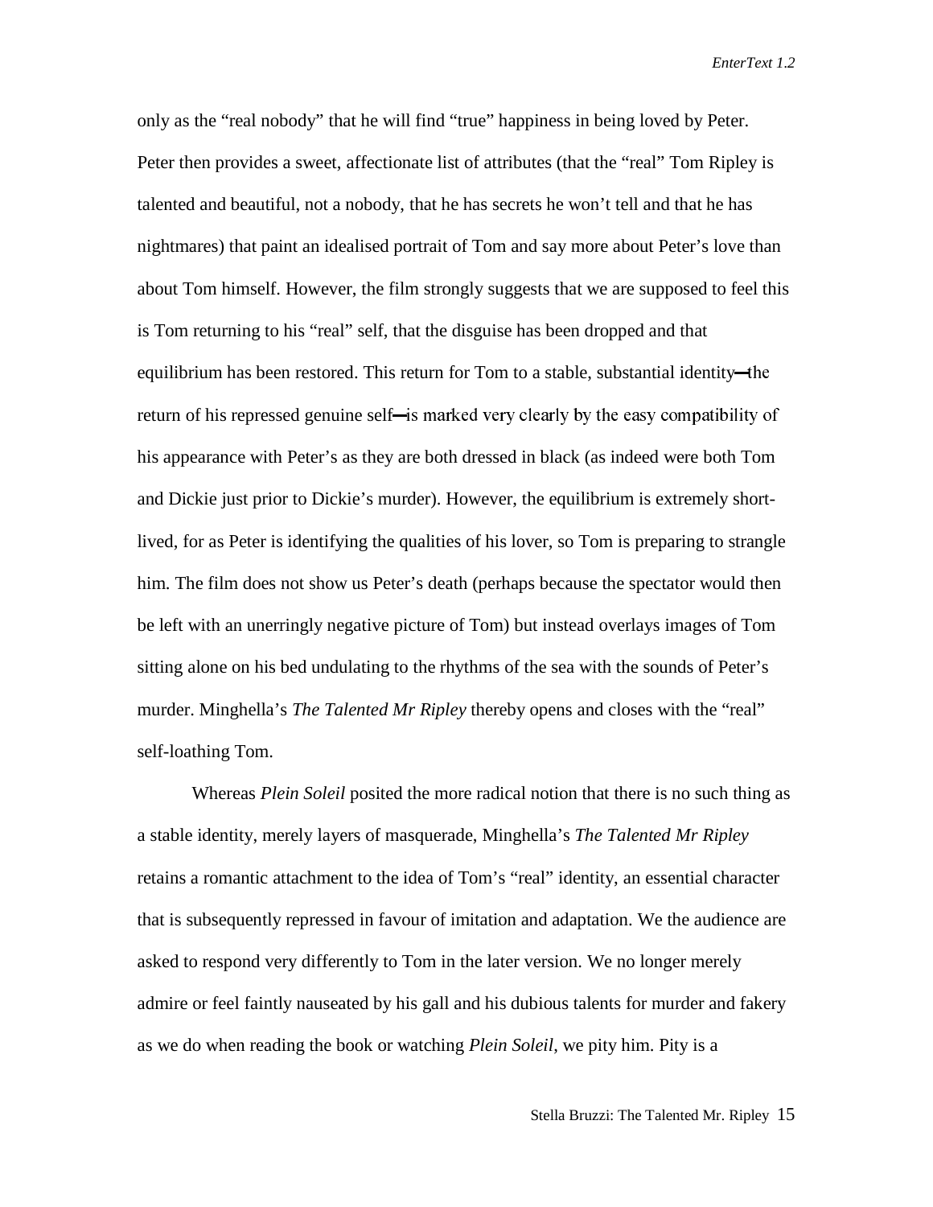only as the "real nobody" that he will find "true" happiness in being loved by Peter. Peter then provides a sweet, affectionate list of attributes (that the "real" Tom Ripley is talented and beautiful, not a nobody, that he has secrets he won't tell and that he has nightmares) that paint an idealised portrait of Tom and say more about Peter's love than about Tom himself. However, the film strongly suggests that we are supposed to feel this is Tom returning to his "real" self, that the disguise has been dropped and that equilibrium has been restored. This return for Tom to a stable, substantial identity—the return of his repressed genuine self—is marked very clearly by the easy compatibility of his appearance with Peter's as they are both dressed in black (as indeed were both Tom and Dickie just prior to Dickie's murder). However, the equilibrium is extremely short-lived, for as Peter is identifying the qualities of his lover, so Tom is preparing to strangle him. The film does not show us Peter's death (perhaps because the spectator would then be left with an unerringly negative picture of Tom) but instead overlays images of Tom sitting alone on his bed undulating to the rhythms of the sea with the sounds of Peter's murder. Minghella's *The Talented Mr Ripley* thereby opens and closes with the "real" self-loathing Tom.

Whereas *Plein Soleil* posited the more radical notion that there is no such thing as a stable identity, merely layers of masquerade, Minghella's *The Talented Mr Ripley* retains a romantic attachment to the idea of Tom's "real" identity, an essential character that is subsequently repressed in favour of imitation and adaptation. We the audience are asked to respond very differently to Tom in the later version. We no longer merely admire or feel faintly nauseated by his gall and his dubious talents for murder and fakery as we do when reading the book or watching *Plein Soleil*, we pity him. Pity is a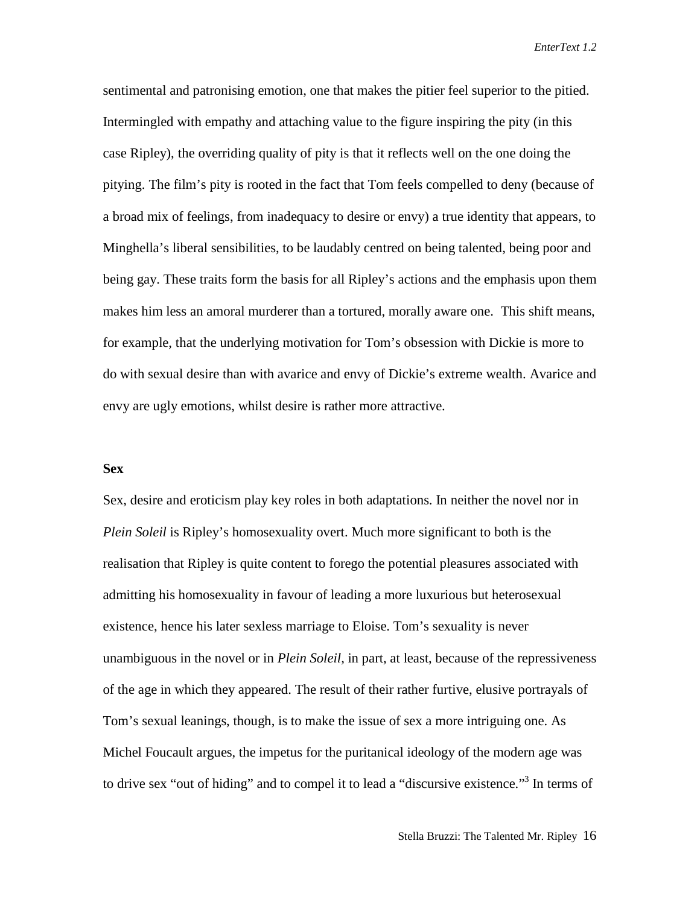sentimental and patronising emotion, one that makes the pitier feel superior to the pitied. Intermingled with empathy and attaching value to the figure inspiring the pity (in this case Ripley), the overriding quality of pity is that it reflects well on the one doing the pitying. The film's pity is rooted in the fact that Tom feels compelled to deny (because of a broad mix of feelings, from inadequacy to desire or envy) a true identity that appears, to Minghella's liberal sensibilities, to be laudably centred on being talented, being poor and being gay. These traits form the basis for all Ripley's actions and the emphasis upon them makes him less an amoral murderer than a tortured, morally aware one. This shift means, for example, that the underlying motivation for Tom's obsession with Dickie is more to do with sexual desire than with avarice and envy of Dickie's extreme wealth. Avarice and envy are ugly emotions, whilst desire is rather more attractive.

**Sex**

Sex, desire and eroticism play key roles in both adaptations. In neither the novel nor in *Plein Soleil* is Ripley's homosexuality overt. Much more significant to both is the realisation that Ripley is quite content to forego the potential pleasures associated with admitting his homosexuality in favour of leading a more luxurious but heterosexual existence, hence his later sexless marriage to Eloise. Tom's sexuality is never unambiguous in the novel or in *Plein Soleil,* in part, at least, because of the repressiveness of the age in which they appeared. The result of their rather furtive, elusive portrayals of Tom's sexual leanings, though, is to make the issue of sex a more intriguing one. As Michel Foucault argues, the impetus for the puritanical ideology of the modern age was to drive sex "out of hiding" and to compel it to lead a "discursive existence."[3] In terms of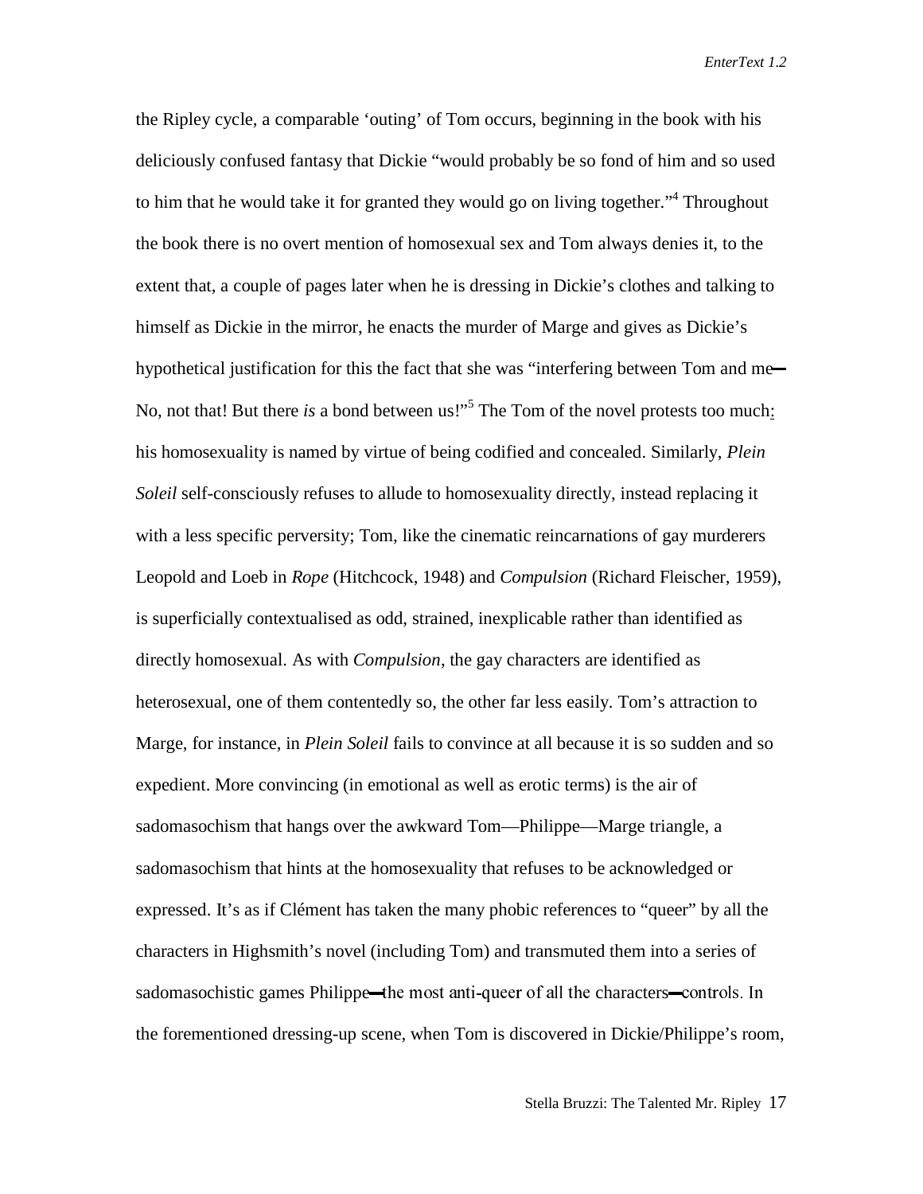the Ripley cycle, a comparable 'outing' of Tom occurs, beginning in the book with his deliciously confused fantasy that Dickie "would probably be so fond of him and so used to him that he would take it for granted they would go on living together."[4] Throughout the book there is no overt mention of homosexual sex and Tom always denies it, to the extent that, a couple of pages later when he is dressing in Dickie's clothes and talking to himself as Dickie in the mirror, he enacts the murder of Marge and gives as Dickie's hypothetical justification for this the fact that she was "interfering between Tom and me—No, not that! But there *is* a bond between us!"[5] The Tom of the novel protests too much: his homosexuality is named by virtue of being codified and concealed. Similarly, *Plein Soleil* self-consciously refuses to allude to homosexuality directly, instead replacing it with a less specific perversity; Tom, like the cinematic reincarnations of gay murderers Leopold and Loeb in *Rope* (Hitchcock, 1948) and *Compulsion* (Richard Fleischer, 1959), is superficially contextualised as odd, strained, inexplicable rather than identified as directly homosexual. As with *Compulsion*, the gay characters are identified as heterosexual, one of them contentedly so, the other far less easily. Tom's attraction to Marge, for instance, in *Plein Soleil* fails to convince at all because it is so sudden and so expedient. More convincing (in emotional as well as erotic terms) is the air of sadomasochism that hangs over the awkward Tom—Philippe—Marge triangle, a sadomasochism that hints at the homosexuality that refuses to be acknowledged or expressed. It's as if Clément has taken the many phobic references to "queer" by all the characters in Highsmith's novel (including Tom) and transmuted them into a series of sadomasochistic games Philippe—the most anti-queer of all the characters—controls. In the forementioned dressing-up scene, when Tom is discovered in Dickie/Philippe's room,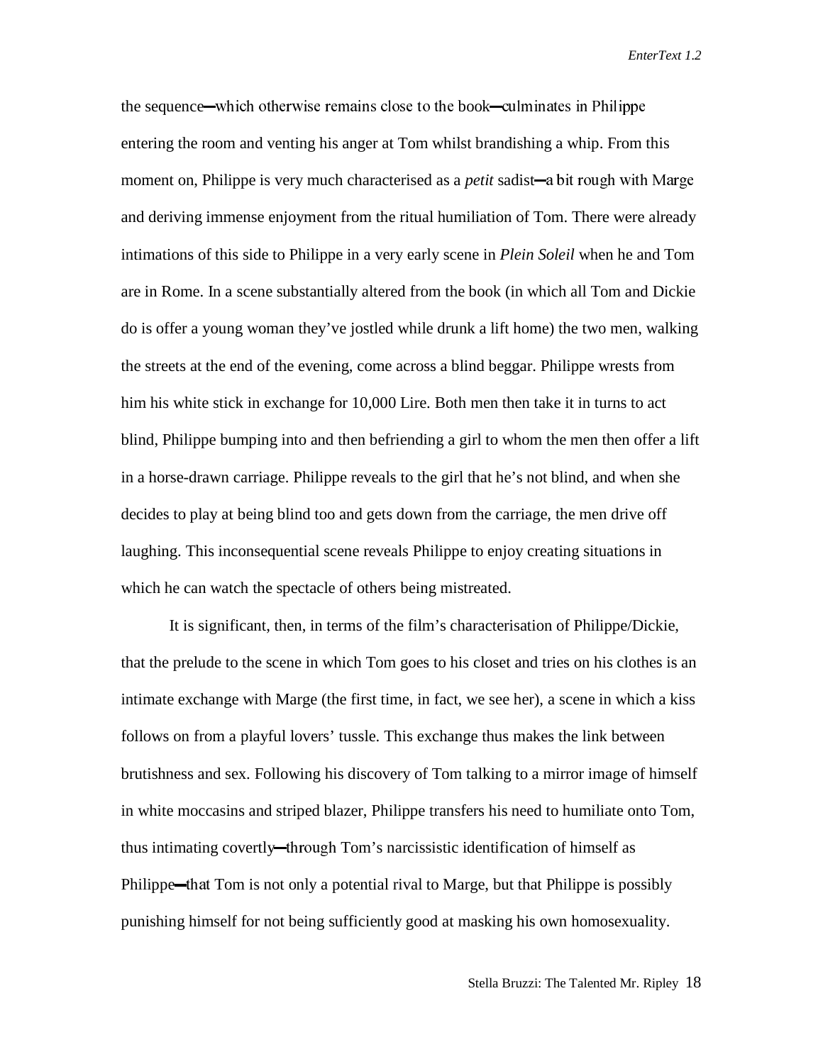the sequence—which otherwise remains close to the book—culminates in Philippe entering the room and venting his anger at Tom whilst brandishing a whip. From this moment on, Philippe is very much characterised as a *petit* sadist—a bit rough with Marge and deriving immense enjoyment from the ritual humiliation of Tom. There were already intimations of this side to Philippe in a very early scene in *Plein Soleil* when he and Tom are in Rome. In a scene substantially altered from the book (in which all Tom and Dickie do is offer a young woman they've jostled while drunk a lift home) the two men, walking the streets at the end of the evening, come across a blind beggar. Philippe wrests from him his white stick in exchange for 10,000 Lire. Both men then take it in turns to act blind, Philippe bumping into and then befriending a girl to whom the men then offer a lift in a horse-drawn carriage. Philippe reveals to the girl that he's not blind, and when she decides to play at being blind too and gets down from the carriage, the men drive off laughing. This inconsequential scene reveals Philippe to enjoy creating situations in which he can watch the spectacle of others being mistreated.

It is significant, then, in terms of the film's characterisation of Philippe/Dickie, that the prelude to the scene in which Tom goes to his closet and tries on his clothes is an intimate exchange with Marge (the first time, in fact, we see her), a scene in which a kiss follows on from a playful lovers' tussle. This exchange thus makes the link between brutishness and sex. Following his discovery of Tom talking to a mirror image of himself in white moccasins and striped blazer, Philippe transfers his need to humiliate onto Tom, thus intimating covertly—through Tom's narcissistic identification of himself as Philippe—that Tom is not only a potential rival to Marge, but that Philippe is possibly punishing himself for not being sufficiently good at masking his own homosexuality.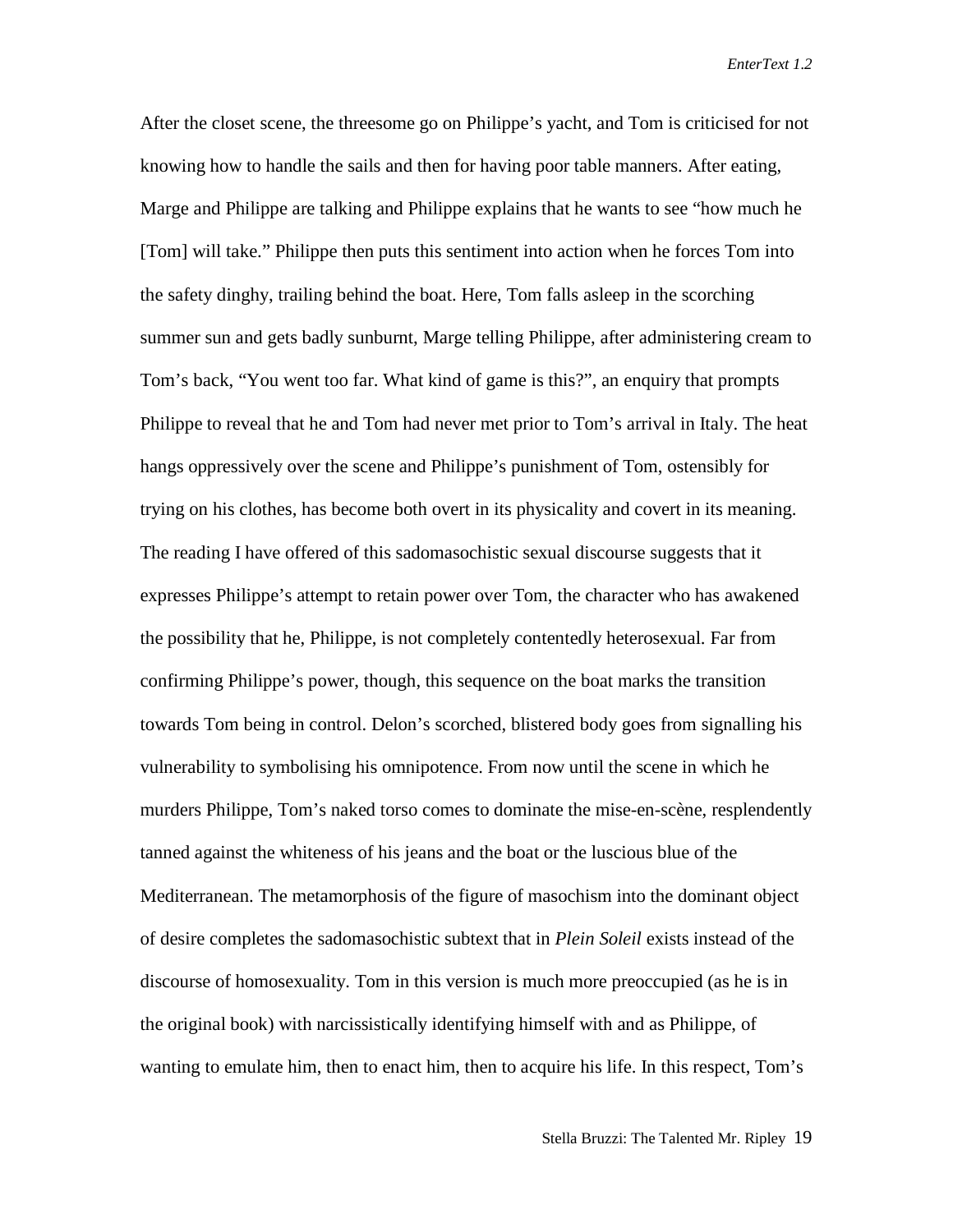After the closet scene, the threesome go on Philippe's yacht, and Tom is criticised for not knowing how to handle the sails and then for having poor table manners. After eating, Marge and Philippe are talking and Philippe explains that he wants to see "how much he [Tom] will take." Philippe then puts this sentiment into action when he forces Tom into the safety dinghy, trailing behind the boat. Here, Tom falls asleep in the scorching summer sun and gets badly sunburnt, Marge telling Philippe, after administering cream to Tom's back, "You went too far. What kind of game is this?", an enquiry that prompts Philippe to reveal that he and Tom had never met prior to Tom's arrival in Italy. The heat hangs oppressively over the scene and Philippe's punishment of Tom, ostensibly for trying on his clothes, has become both overt in its physicality and covert in its meaning. The reading I have offered of this sadomasochistic sexual discourse suggests that it expresses Philippe's attempt to retain power over Tom, the character who has awakened the possibility that he, Philippe, is not completely contentedly heterosexual. Far from confirming Philippe's power, though, this sequence on the boat marks the transition towards Tom being in control. Delon's scorched, blistered body goes from signalling his vulnerability to symbolising his omnipotence. From now until the scene in which he murders Philippe, Tom's naked torso comes to dominate the mise-en-scène, resplendently tanned against the whiteness of his jeans and the boat or the luscious blue of the Mediterranean. The metamorphosis of the figure of masochism into the dominant object of desire completes the sadomasochistic subtext that in *Plein Soleil* exists instead of the discourse of homosexuality. Tom in this version is much more preoccupied (as he is in the original book) with narcissistically identifying himself with and as Philippe, of wanting to emulate him, then to enact him, then to acquire his life. In this respect, Tom's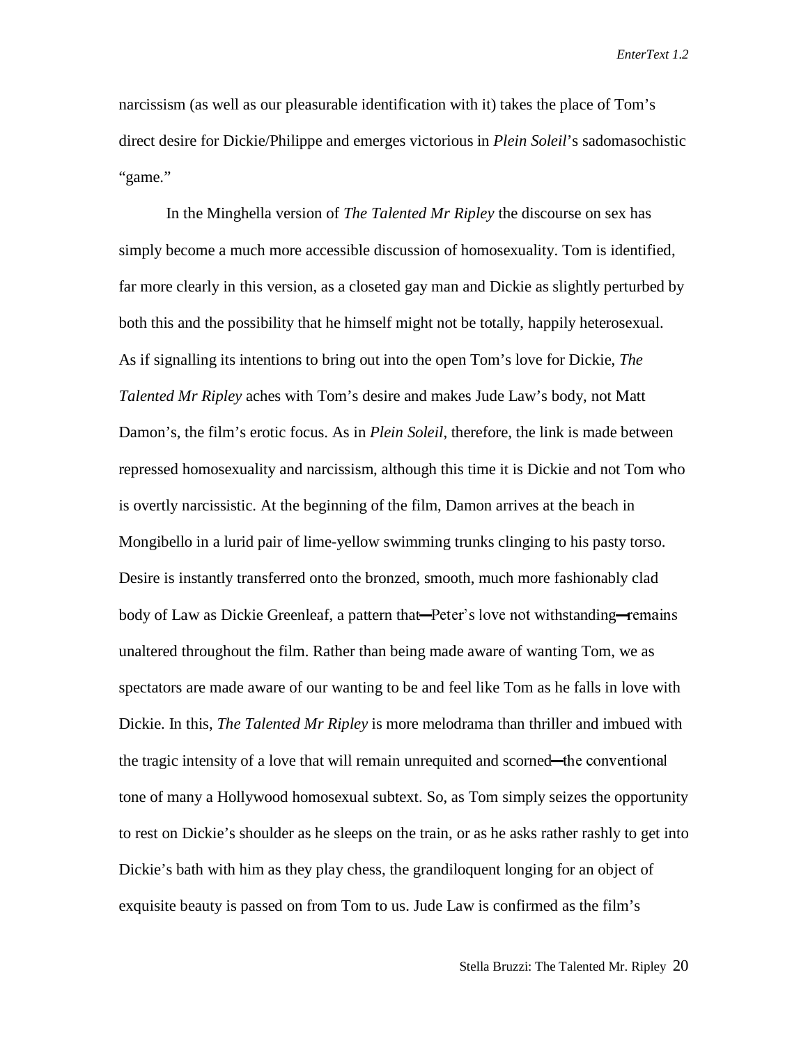narcissism (as well as our pleasurable identification with it) takes the place of Tom's direct desire for Dickie/Philippe and emerges victorious in *Plein Soleil*'s sadomasochistic "game."

In the Minghella version of *The Talented Mr Ripley* the discourse on sex has simply become a much more accessible discussion of homosexuality. Tom is identified, far more clearly in this version, as a closeted gay man and Dickie as slightly perturbed by both this and the possibility that he himself might not be totally, happily heterosexual. As if signalling its intentions to bring out into the open Tom's love for Dickie, *The Talented Mr Ripley* aches with Tom's desire and makes Jude Law's body, not Matt Damon's, the film's erotic focus. As in *Plein Soleil*, therefore, the link is made between repressed homosexuality and narcissism, although this time it is Dickie and not Tom who is overtly narcissistic. At the beginning of the film, Damon arrives at the beach in Mongibello in a lurid pair of lime-yellow swimming trunks clinging to his pasty torso. Desire is instantly transferred onto the bronzed, smooth, much more fashionably clad body of Law as Dickie Greenleaf, a pattern that—Peter's love not withstanding—remains unaltered throughout the film. Rather than being made aware of wanting Tom, we as spectators are made aware of our wanting to be and feel like Tom as he falls in love with Dickie. In this, *The Talented Mr Ripley* is more melodrama than thriller and imbued with the tragic intensity of a love that will remain unrequited and scorned—the conventional tone of many a Hollywood homosexual subtext. So, as Tom simply seizes the opportunity to rest on Dickie's shoulder as he sleeps on the train, or as he asks rather rashly to get into Dickie's bath with him as they play chess, the grandiloquent longing for an object of exquisite beauty is passed on from Tom to us. Jude Law is confirmed as the film's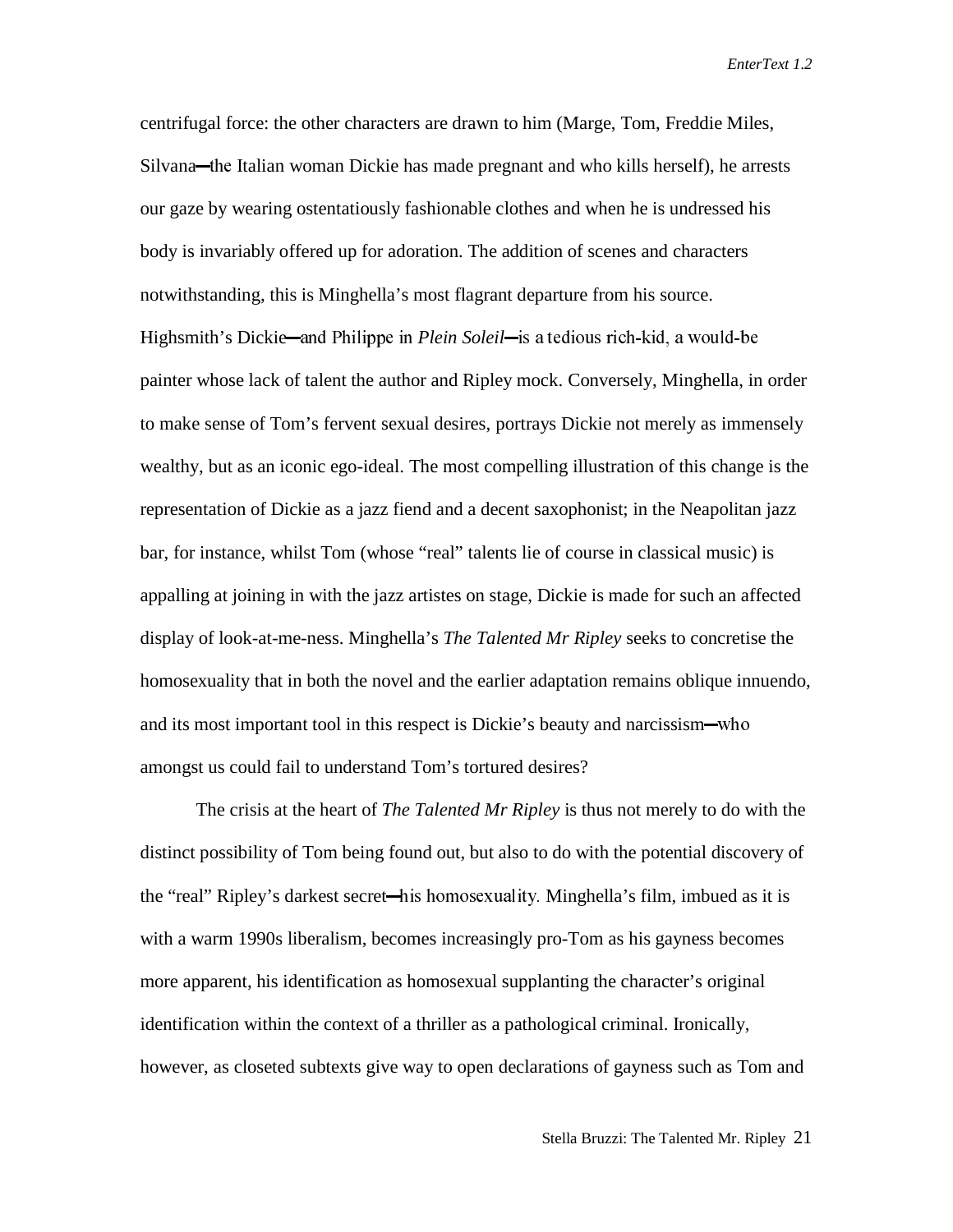centrifugal force: the other characters are drawn to him (Marge, Tom, Freddie Miles, Silvana—the Italian woman Dickie has made pregnant and who kills herself), he arrests our gaze by wearing ostentatiously fashionable clothes and when he is undressed his body is invariably offered up for adoration. The addition of scenes and characters notwithstanding, this is Minghella's most flagrant departure from his source. Highsmith's Dickie—and Philippe in *Plein Soleil*—is a tedious rich-kid, a would-be painter whose lack of talent the author and Ripley mock. Conversely, Minghella, in order to make sense of Tom's fervent sexual desires, portrays Dickie not merely as immensely wealthy, but as an iconic ego-ideal. The most compelling illustration of this change is the representation of Dickie as a jazz fiend and a decent saxophonist; in the Neapolitan jazz bar, for instance, whilst Tom (whose "real" talents lie of course in classical music) is appalling at joining in with the jazz artistes on stage, Dickie is made for such an affected display of look-at-me-ness. Minghella's *The Talented Mr Ripley* seeks to concretise the homosexuality that in both the novel and the earlier adaptation remains oblique innuendo, and its most important tool in this respect is Dickie's beauty and narcissism—who amongst us could fail to understand Tom's tortured desires?

The crisis at the heart of *The Talented Mr Ripley* is thus not merely to do with the distinct possibility of Tom being found out, but also to do with the potential discovery of the "real" Ripley's darkest secret—his homosexuality. Minghella's film, imbued as it is with a warm 1990s liberalism, becomes increasingly pro-Tom as his gayness becomes more apparent, his identification as homosexual supplanting the character's original identification within the context of a thriller as a pathological criminal. Ironically, however, as closeted subtexts give way to open declarations of gayness such as Tom and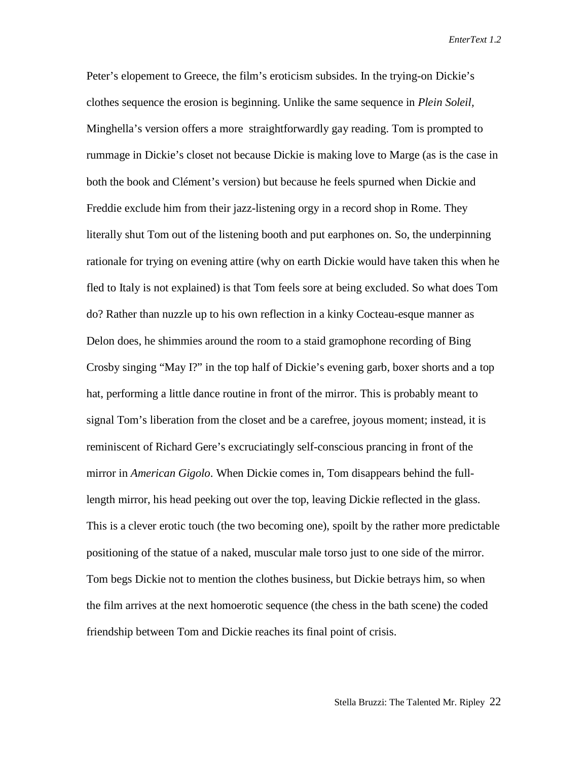Peter's elopement to Greece, the film's eroticism subsides. In the trying-on Dickie's clothes sequence the erosion is beginning. Unlike the same sequence in *Plein Soleil,* Minghella's version offers a more straightforwardly gay reading. Tom is prompted to rummage in Dickie's closet not because Dickie is making love to Marge (as is the case in both the book and Clément's version) but because he feels spurned when Dickie and Freddie exclude him from their jazz-listening orgy in a record shop in Rome. They literally shut Tom out of the listening booth and put earphones on. So, the underpinning rationale for trying on evening attire (why on earth Dickie would have taken this when he fled to Italy is not explained) is that Tom feels sore at being excluded. So what does Tom do? Rather than nuzzle up to his own reflection in a kinky Cocteau-esque manner as Delon does, he shimmies around the room to a staid gramophone recording of Bing Crosby singing "May I?" in the top half of Dickie's evening garb, boxer shorts and a top hat, performing a little dance routine in front of the mirror. This is probably meant to signal Tom's liberation from the closet and be a carefree, joyous moment; instead, it is reminiscent of Richard Gere's excruciatingly self-conscious prancing in front of the mirror in *American Gigolo*. When Dickie comes in, Tom disappears behind the full-length mirror, his head peeking out over the top, leaving Dickie reflected in the glass. This is a clever erotic touch (the two becoming one), spoilt by the rather more predictable positioning of the statue of a naked, muscular male torso just to one side of the mirror. Tom begs Dickie not to mention the clothes business, but Dickie betrays him, so when the film arrives at the next homoerotic sequence (the chess in the bath scene) the coded friendship between Tom and Dickie reaches its final point of crisis.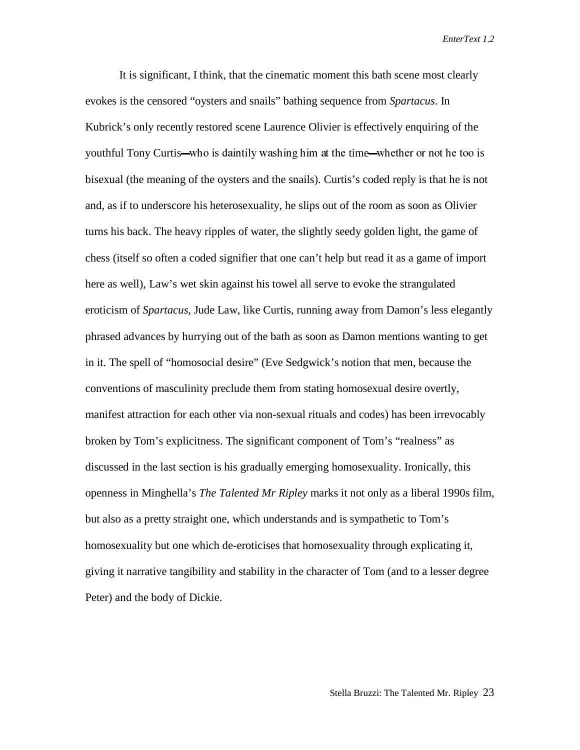It is significant, I think, that the cinematic moment this bath scene most clearly evokes is the censored "oysters and snails" bathing sequence from *Spartacus*. In Kubrick's only recently restored scene Laurence Olivier is effectively enquiring of the youthful Tony Curtis—who is daintily washing him at the time—whether or not he too is bisexual (the meaning of the oysters and the snails). Curtis's coded reply is that he is not and, as if to underscore his heterosexuality, he slips out of the room as soon as Olivier turns his back. The heavy ripples of water, the slightly seedy golden light, the game of chess (itself so often a coded signifier that one can't help but read it as a game of import here as well), Law's wet skin against his towel all serve to evoke the strangulated eroticism of *Spartacus*, Jude Law, like Curtis, running away from Damon's less elegantly phrased advances by hurrying out of the bath as soon as Damon mentions wanting to get in it. The spell of "homosocial desire" (Eve Sedgwick's notion that men, because the conventions of masculinity preclude them from stating homosexual desire overtly, manifest attraction for each other via non-sexual rituals and codes) has been irrevocably broken by Tom's explicitness. The significant component of Tom's "realness" as discussed in the last section is his gradually emerging homosexuality. Ironically, this openness in Minghella's *The Talented Mr Ripley* marks it not only as a liberal 1990s film, but also as a pretty straight one, which understands and is sympathetic to Tom's homosexuality but one which de-eroticises that homosexuality through explicating it, giving it narrative tangibility and stability in the character of Tom (and to a lesser degree Peter) and the body of Dickie.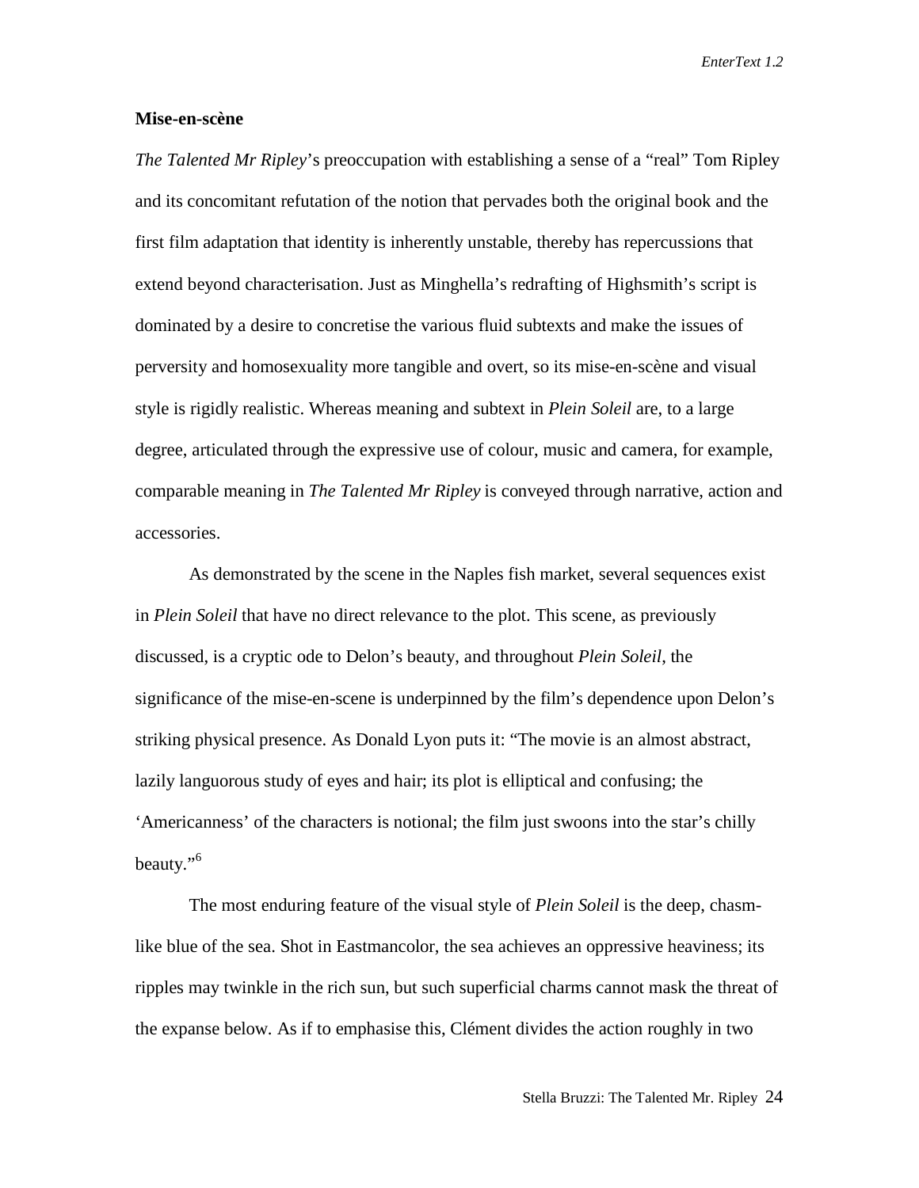## Mise-en-scène

*The Talented Mr Ripley*'s preoccupation with establishing a sense of a "real" Tom Ripley and its concomitant refutation of the notion that pervades both the original book and the first film adaptation that identity is inherently unstable, thereby has repercussions that extend beyond characterisation. Just as Minghella's redrafting of Highsmith's script is dominated by a desire to concretise the various fluid subtexts and make the issues of perversity and homosexuality more tangible and overt, so its mise-en-scène and visual style is rigidly realistic. Whereas meaning and subtext in *Plein Soleil* are, to a large degree, articulated through the expressive use of colour, music and camera, for example, comparable meaning in *The Talented Mr Ripley* is conveyed through narrative, action and accessories.

As demonstrated by the scene in the Naples fish market, several sequences exist in *Plein Soleil* that have no direct relevance to the plot. This scene, as previously discussed, is a cryptic ode to Delon's beauty, and throughout *Plein Soleil*, the significance of the mise-en-scene is underpinned by the film's dependence upon Delon's striking physical presence. As Donald Lyon puts it: "The movie is an almost abstract, lazily languorous study of eyes and hair; its plot is elliptical and confusing; the 'Americanness' of the characters is notional; the film just swoons into the star's chilly beauty."[6]

The most enduring feature of the visual style of *Plein Soleil* is the deep, chasm-like blue of the sea. Shot in Eastmancolor, the sea achieves an oppressive heaviness; its ripples may twinkle in the rich sun, but such superficial charms cannot mask the threat of the expanse below. As if to emphasise this, Clément divides the action roughly in two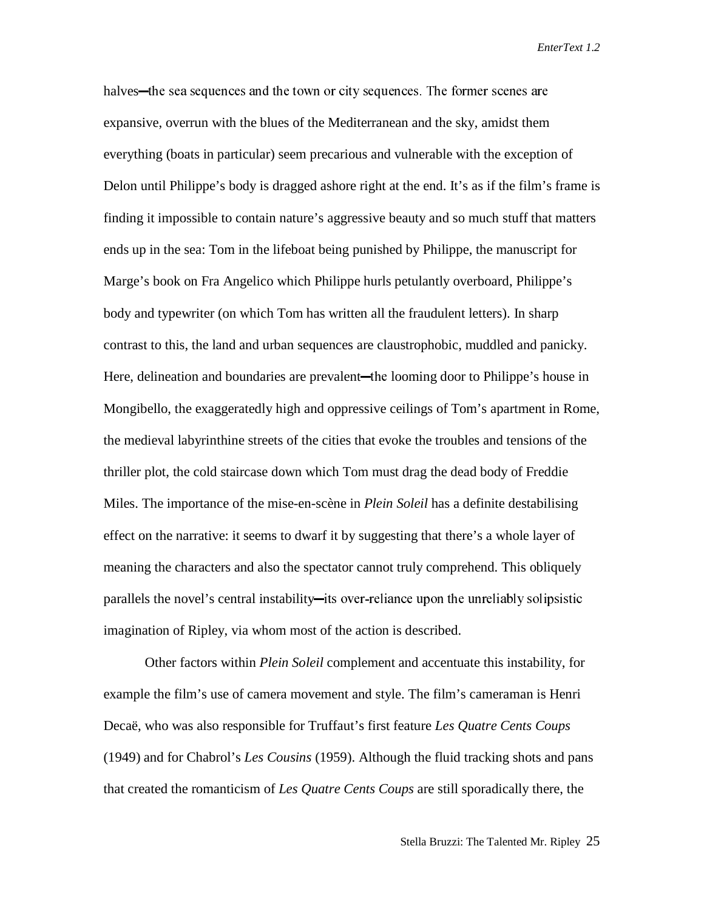halves—the sea sequences and the town or city sequences. The former scenes are expansive, overrun with the blues of the Mediterranean and the sky, amidst them everything (boats in particular) seem precarious and vulnerable with the exception of Delon until Philippe's body is dragged ashore right at the end. It's as if the film's frame is finding it impossible to contain nature's aggressive beauty and so much stuff that matters ends up in the sea: Tom in the lifeboat being punished by Philippe, the manuscript for Marge's book on Fra Angelico which Philippe hurls petulantly overboard, Philippe's body and typewriter (on which Tom has written all the fraudulent letters). In sharp contrast to this, the land and urban sequences are claustrophobic, muddled and panicky. Here, delineation and boundaries are prevalent—the looming door to Philippe's house in Mongibello, the exaggeratedly high and oppressive ceilings of Tom's apartment in Rome, the medieval labyrinthine streets of the cities that evoke the troubles and tensions of the thriller plot, the cold staircase down which Tom must drag the dead body of Freddie Miles. The importance of the mise-en-scène in *Plein Soleil* has a definite destabilising effect on the narrative: it seems to dwarf it by suggesting that there's a whole layer of meaning the characters and also the spectator cannot truly comprehend. This obliquely parallels the novel's central instability—its over-reliance upon the unreliably solipsistic imagination of Ripley, via whom most of the action is described.

Other factors within *Plein Soleil* complement and accentuate this instability, for example the film's use of camera movement and style. The film's cameraman is Henri Decaë, who was also responsible for Truffaut's first feature *Les Quatre Cents Coups* (1949) and for Chabrol's *Les Cousins* (1959). Although the fluid tracking shots and pans that created the romanticism of *Les Quatre Cents Coups* are still sporadically there, the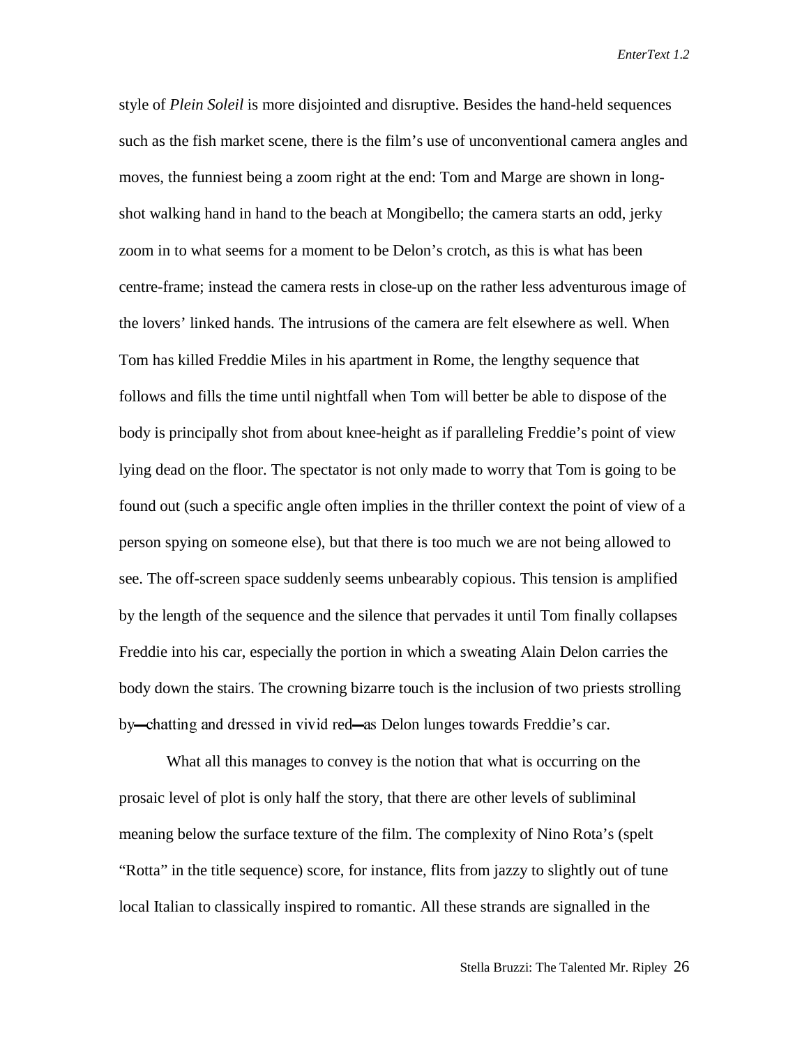style of *Plein Soleil* is more disjointed and disruptive. Besides the hand-held sequences such as the fish market scene, there is the film's use of unconventional camera angles and moves, the funniest being a zoom right at the end: Tom and Marge are shown in long-shot walking hand in hand to the beach at Mongibello; the camera starts an odd, jerky zoom in to what seems for a moment to be Delon's crotch, as this is what has been centre-frame; instead the camera rests in close-up on the rather less adventurous image of the lovers' linked hands. The intrusions of the camera are felt elsewhere as well. When Tom has killed Freddie Miles in his apartment in Rome, the lengthy sequence that follows and fills the time until nightfall when Tom will better be able to dispose of the body is principally shot from about knee-height as if paralleling Freddie's point of view lying dead on the floor. The spectator is not only made to worry that Tom is going to be found out (such a specific angle often implies in the thriller context the point of view of a person spying on someone else), but that there is too much we are not being allowed to see. The off-screen space suddenly seems unbearably copious. This tension is amplified by the length of the sequence and the silence that pervades it until Tom finally collapses Freddie into his car, especially the portion in which a sweating Alain Delon carries the body down the stairs. The crowning bizarre touch is the inclusion of two priests strolling by—chatting and dressed in vivid red—as Delon lunges towards Freddie's car.

What all this manages to convey is the notion that what is occurring on the prosaic level of plot is only half the story, that there are other levels of subliminal meaning below the surface texture of the film. The complexity of Nino Rota's (spelt "Rotta" in the title sequence) score, for instance, flits from jazzy to slightly out of tune local Italian to classically inspired to romantic. All these strands are signalled in the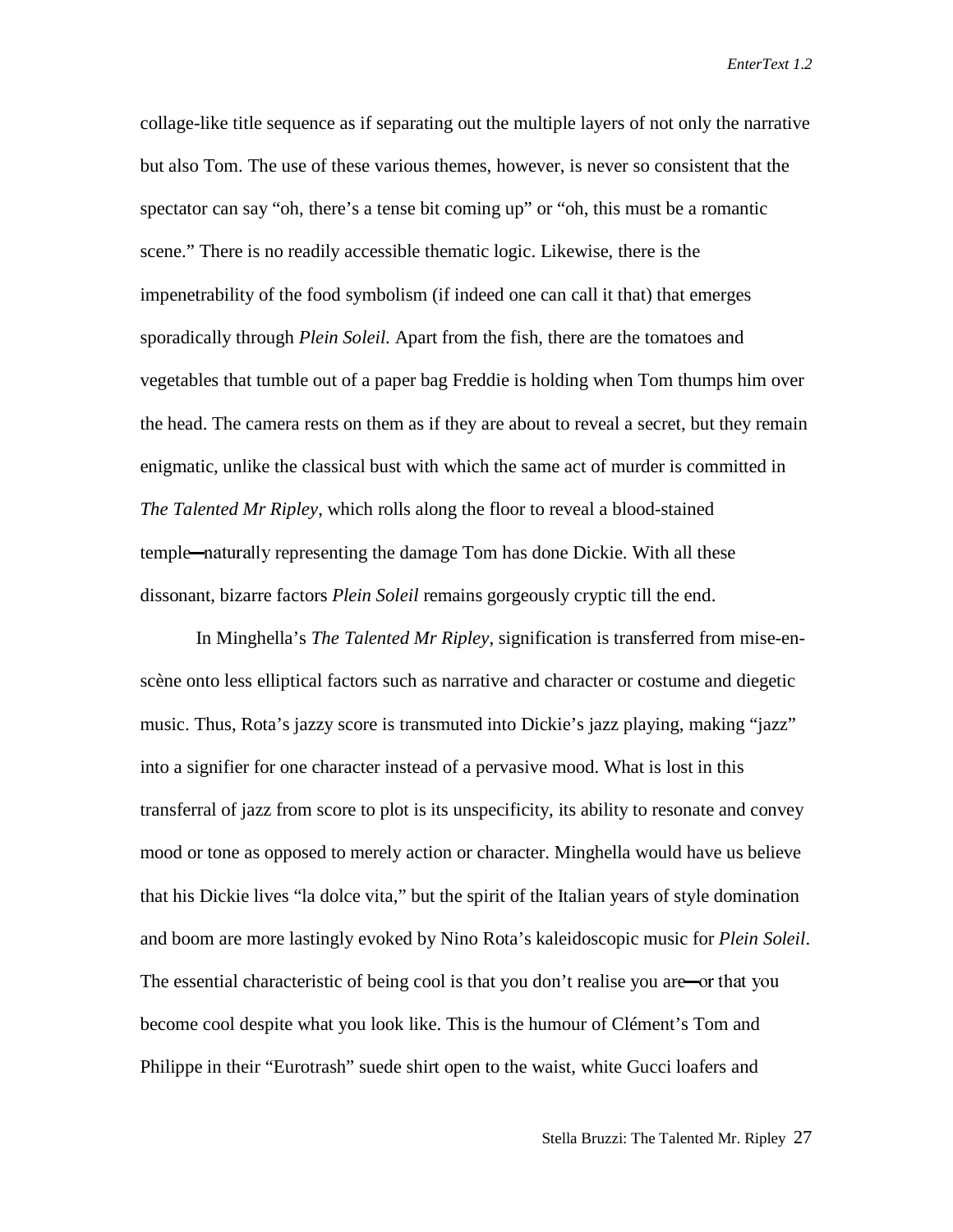collage-like title sequence as if separating out the multiple layers of not only the narrative but also Tom. The use of these various themes, however, is never so consistent that the spectator can say "oh, there's a tense bit coming up" or "oh, this must be a romantic scene." There is no readily accessible thematic logic. Likewise, there is the impenetrability of the food symbolism (if indeed one can call it that) that emerges sporadically through *Plein Soleil*. Apart from the fish, there are the tomatoes and vegetables that tumble out of a paper bag Freddie is holding when Tom thumps him over the head. The camera rests on them as if they are about to reveal a secret, but they remain enigmatic, unlike the classical bust with which the same act of murder is committed in *The Talented Mr Ripley*, which rolls along the floor to reveal a blood-stained temple—naturally representing the damage Tom has done Dickie. With all these dissonant, bizarre factors *Plein Soleil* remains gorgeously cryptic till the end.

In Minghella's *The Talented Mr Ripley*, signification is transferred from mise-en-scène onto less elliptical factors such as narrative and character or costume and diegetic music. Thus, Rota's jazzy score is transmuted into Dickie's jazz playing, making "jazz" into a signifier for one character instead of a pervasive mood. What is lost in this transferral of jazz from score to plot is its unspecificity, its ability to resonate and convey mood or tone as opposed to merely action or character. Minghella would have us believe that his Dickie lives "la dolce vita," but the spirit of the Italian years of style domination and boom are more lastingly evoked by Nino Rota's kaleidoscopic music for *Plein Soleil*. The essential characteristic of being cool is that you don't realise you are—or that you become cool despite what you look like. This is the humour of Clément's Tom and Philippe in their "Eurotrash" suede shirt open to the waist, white Gucci loafers and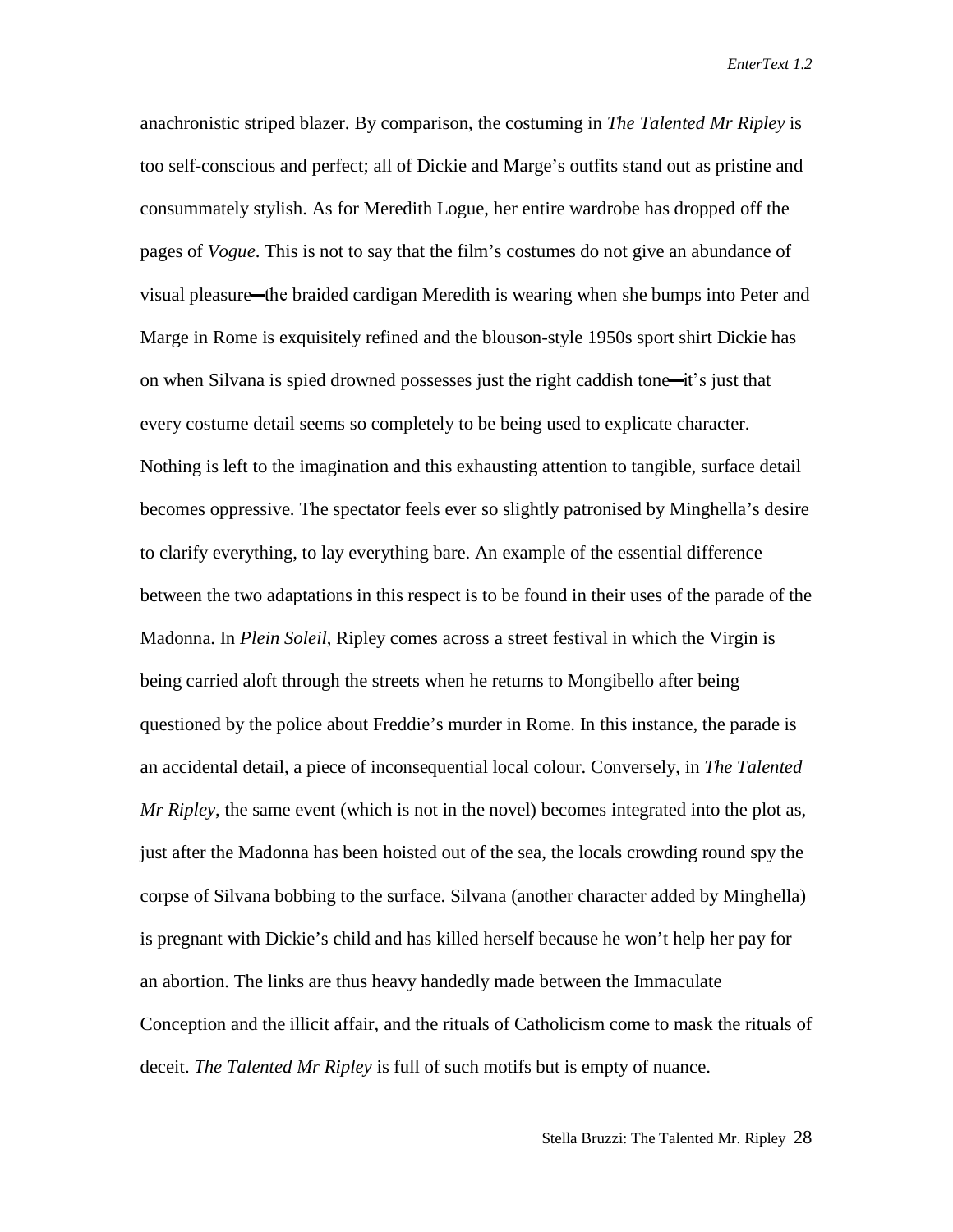anachronistic striped blazer. By comparison, the costuming in *The Talented Mr Ripley* is too self-conscious and perfect; all of Dickie and Marge's outfits stand out as pristine and consummately stylish. As for Meredith Logue, her entire wardrobe has dropped off the pages of *Vogue*. This is not to say that the film's costumes do not give an abundance of visual pleasure—the braided cardigan Meredith is wearing when she bumps into Peter and Marge in Rome is exquisitely refined and the blouson-style 1950s sport shirt Dickie has on when Silvana is spied drowned possesses just the right caddish tone—it's just that every costume detail seems so completely to be being used to explicate character. Nothing is left to the imagination and this exhausting attention to tangible, surface detail becomes oppressive. The spectator feels ever so slightly patronised by Minghella's desire to clarify everything, to lay everything bare. An example of the essential difference between the two adaptations in this respect is to be found in their uses of the parade of the Madonna. In *Plein Soleil,* Ripley comes across a street festival in which the Virgin is being carried aloft through the streets when he returns to Mongibello after being questioned by the police about Freddie's murder in Rome. In this instance, the parade is an accidental detail, a piece of inconsequential local colour. Conversely, in *The Talented Mr Ripley*, the same event (which is not in the novel) becomes integrated into the plot as, just after the Madonna has been hoisted out of the sea, the locals crowding round spy the corpse of Silvana bobbing to the surface. Silvana (another character added by Minghella) is pregnant with Dickie's child and has killed herself because he won't help her pay for an abortion. The links are thus heavy handedly made between the Immaculate Conception and the illicit affair, and the rituals of Catholicism come to mask the rituals of deceit. *The Talented Mr Ripley* is full of such motifs but is empty of nuance.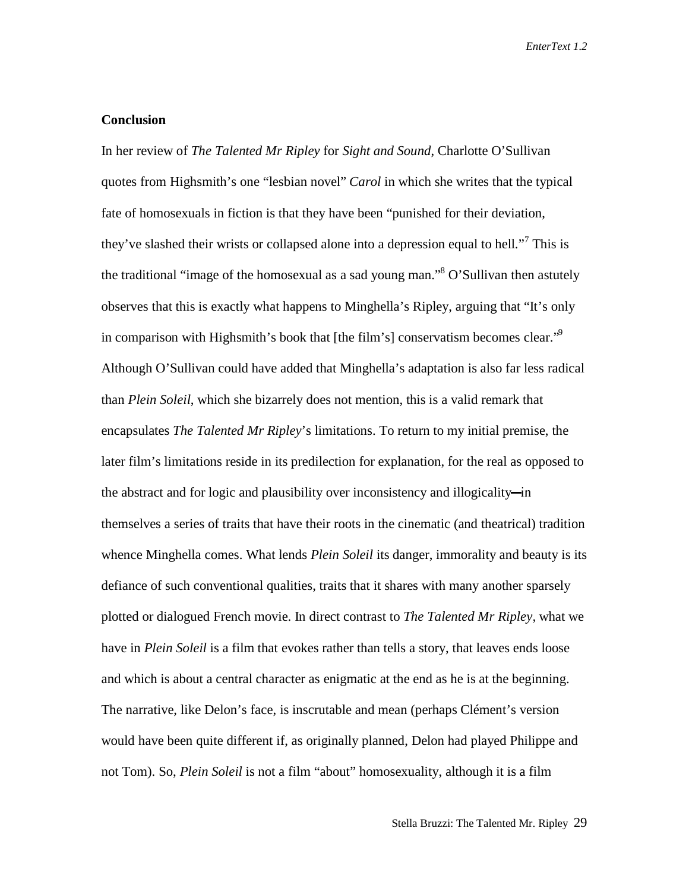**Conclusion**

In her review of *The Talented Mr Ripley* for *Sight and Sound*, Charlotte O'Sullivan quotes from Highsmith's one "lesbian novel" *Carol* in which she writes that the typical fate of homosexuals in fiction is that they have been "punished for their deviation, they've slashed their wrists or collapsed alone into a depression equal to hell."[7] This is the traditional "image of the homosexual as a sad young man."[8] O'Sullivan then astutely observes that this is exactly what happens to Minghella's Ripley, arguing that "It's only in comparison with Highsmith's book that [the film's] conservatism becomes clear."[9] Although O'Sullivan could have added that Minghella's adaptation is also far less radical than *Plein Soleil*, which she bizarrely does not mention, this is a valid remark that encapsulates *The Talented Mr Ripley*'s limitations. To return to my initial premise, the later film's limitations reside in its predilection for explanation, for the real as opposed to the abstract and for logic and plausibility over inconsistency and illogicality—in themselves a series of traits that have their roots in the cinematic (and theatrical) tradition whence Minghella comes. What lends *Plein Soleil* its danger, immorality and beauty is its defiance of such conventional qualities, traits that it shares with many another sparsely plotted or dialogued French movie. In direct contrast to *The Talented Mr Ripley*, what we have in *Plein Soleil* is a film that evokes rather than tells a story, that leaves ends loose and which is about a central character as enigmatic at the end as he is at the beginning. The narrative, like Delon's face, is inscrutable and mean (perhaps Clément's version would have been quite different if, as originally planned, Delon had played Philippe and not Tom). So, *Plein Soleil* is not a film "about" homosexuality, although it is a film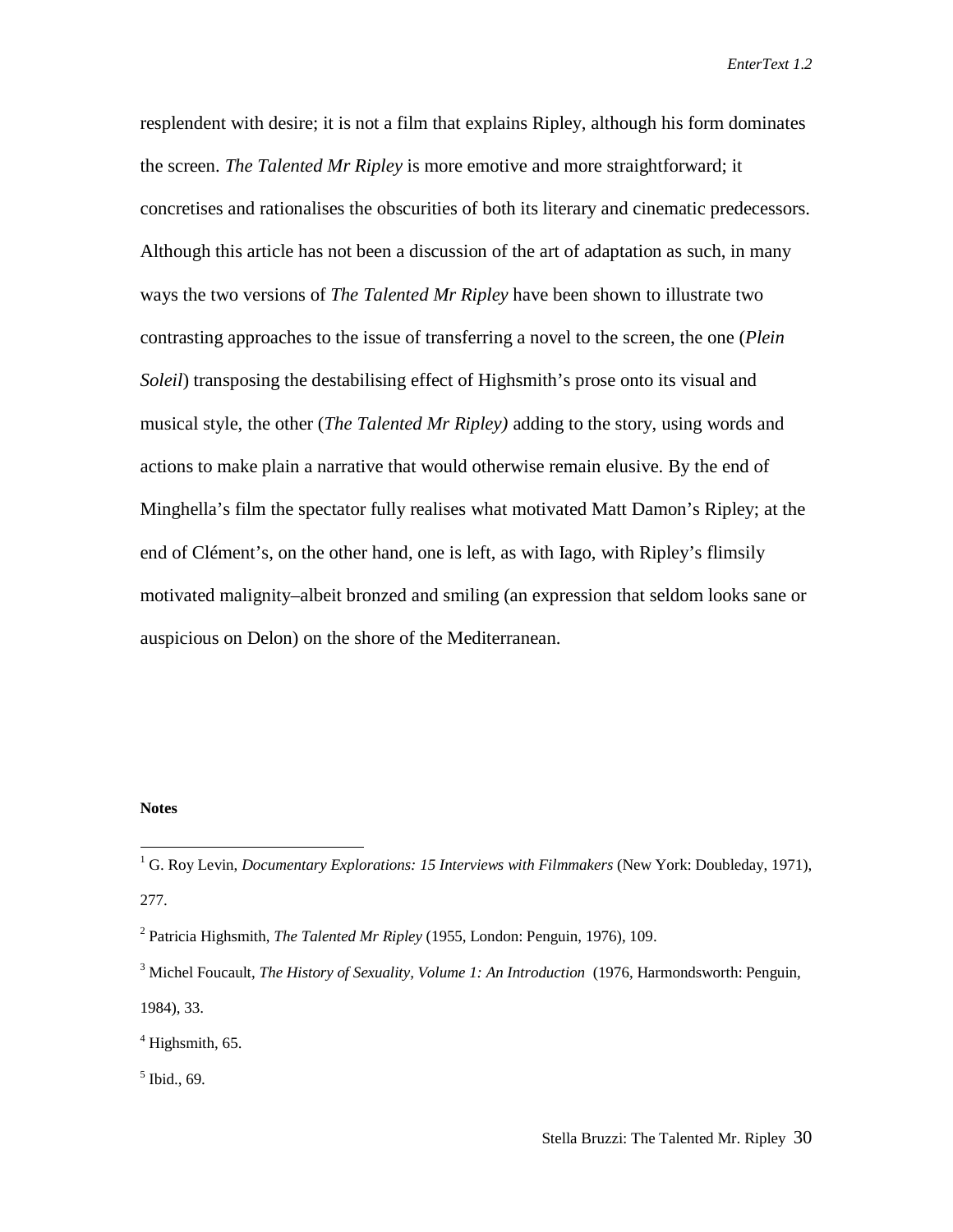resplendent with desire; it is not a film that explains Ripley, although his form dominates the screen. *The Talented Mr Ripley* is more emotive and more straightforward; it concretises and rationalises the obscurities of both its literary and cinematic predecessors. Although this article has not been a discussion of the art of adaptation as such, in many ways the two versions of *The Talented Mr Ripley* have been shown to illustrate two contrasting approaches to the issue of transferring a novel to the screen, the one (*Plein Soleil*) transposing the destabilising effect of Highsmith's prose onto its visual and musical style, the other (*The Talented Mr Ripley)* adding to the story, using words and actions to make plain a narrative that would otherwise remain elusive. By the end of Minghella's film the spectator fully realises what motivated Matt Damon's Ripley; at the end of Clément's, on the other hand, one is left, as with Iago, with Ripley's flimsily motivated malignity–albeit bronzed and smiling (an expression that seldom looks sane or auspicious on Delon) on the shore of the Mediterranean.

**Notes**

[1] G. Roy Levin, *Documentary Explorations: 15 Interviews with Filmmakers* (New York: Doubleday, 1971), 277.

[2] Patricia Highsmith, *The Talented Mr Ripley* (1955, London: Penguin, 1976), 109.

[3] Michel Foucault, *The History of Sexuality, Volume 1: An Introduction* (1976, Harmondsworth: Penguin, 1984), 33.

[4] Highsmith, 65.

[5] Ibid., 69.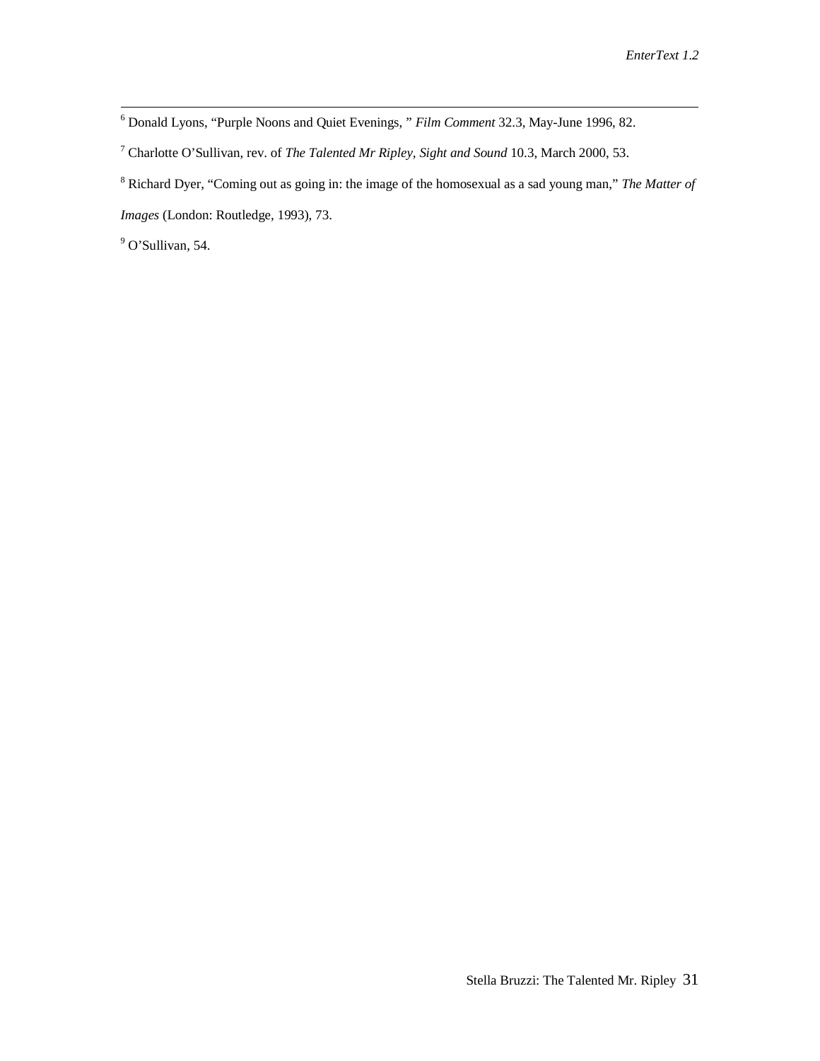[6] Donald Lyons, “Purple Noons and Quiet Evenings, ” *Film Comment* 32.3, May-June 1996, 82.

[7] Charlotte O’Sullivan, rev. of *The Talented Mr Ripley*, *Sight and Sound* 10.3, March 2000, 53.

[8] Richard Dyer, “Coming out as going in: the image of the homosexual as a sad young man,” *The Matter of Images* (London: Routledge, 1993), 73.

[9] O’Sullivan, 54.